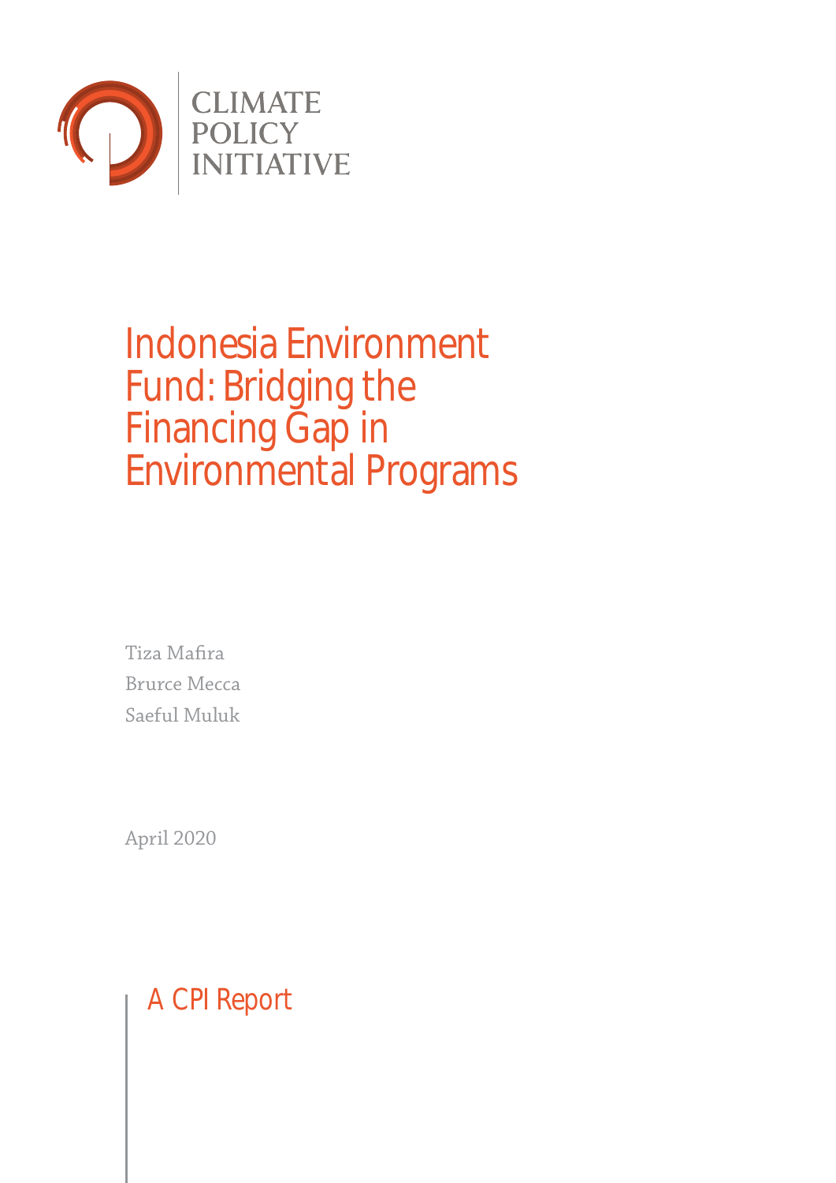CLIMATE POLICY INITIATIVE

# Indonesia Environment Fund: Bridging the Financing Gap in Environmental Programs

Tiza Mafira

Brurce Mecca

Saeful Muluk

April 2020

A CPI Report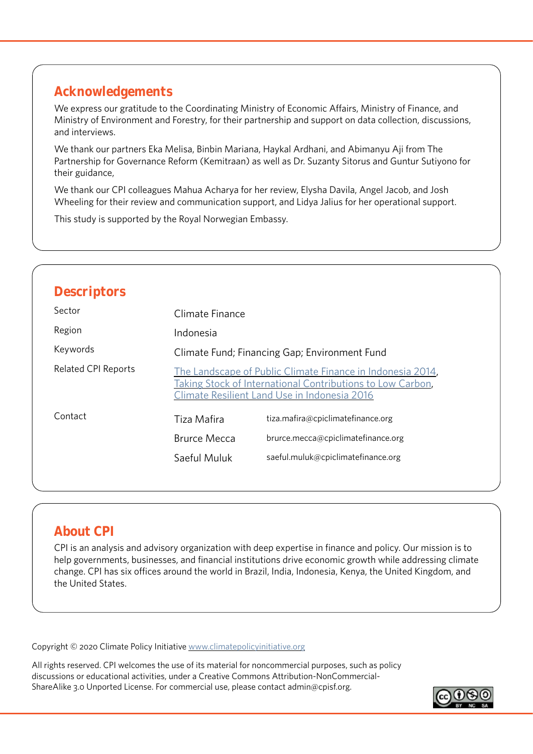## Acknowledgements

We express our gratitude to the Coordinating Ministry of Economic Affairs, Ministry of Finance, and Ministry of Environment and Forestry, for their partnership and support on data collection, discussions, and interviews.

We thank our partners Eka Melisa, Binbin Mariana, Haykal Ardhani, and Abimanyu Aji from The Partnership for Governance Reform (Kemitraan) as well as Dr. Suzanty Sitorus and Guntur Sutiyono for their guidance,

We thank our CPI colleagues Mahua Acharya for her review, Elysha Davila, Angel Jacob, and Josh Wheeling for their review and communication support, and Lidya Jalius for her operational support.

This study is supported by the Royal Norwegian Embassy.

## Descriptors

| | | |
|---|---|---|
| Sector | Climate Finance | |
| Region | Indonesia | |
| Keywords | Climate Fund; Financing Gap; Environment Fund | |
| Related CPI Reports | The Landscape of Public Climate Finance in Indonesia 2014, Taking Stock of International Contributions to Low Carbon, Climate Resilient Land Use in Indonesia 2016 | |
| Contact | Tiza Mafira | tiza.mafira@cpiclimatefinance.org |
| | Brurce Mecca | brurce.mecca@cpiclimatefinance.org |
| | Saeful Muluk | saeful.muluk@cpiclimatefinance.org |

## About CPI

CPI is an analysis and advisory organization with deep expertise in finance and policy. Our mission is to help governments, businesses, and financial institutions drive economic growth while addressing climate change. CPI has six offices around the world in Brazil, India, Indonesia, Kenya, the United Kingdom, and the United States.

Copyright © 2020 Climate Policy Initiative www.climatepolicyinitiative.org

All rights reserved. CPI welcomes the use of its material for noncommercial purposes, such as policy discussions or educational activities, under a Creative Commons Attribution-NonCommercial-ShareAlike 3.0 Unported License. For commercial use, please contact admin@cpisf.org.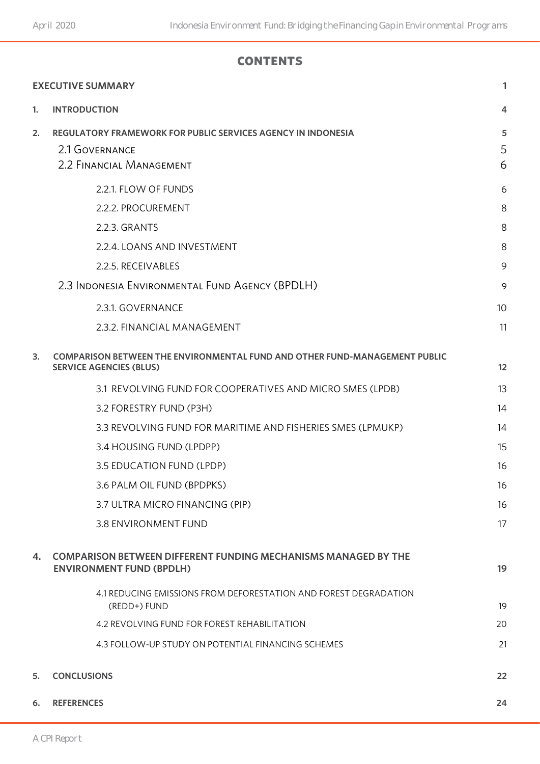# CONTENTS

| | |
|---|---|
| **EXECUTIVE SUMMARY** | **1** |
| **1. INTRODUCTION** | **4** |
| **2. REGULATORY FRAMEWORK FOR PUBLIC SERVICES AGENCY IN INDONESIA** | **5** |
| 2.1 Governance | 5 |
| 2.2 Financial Management | 6 |
| 2.2.1. FLOW OF FUNDS | 6 |
| 2.2.2. PROCUREMENT | 8 |
| 2.2.3. GRANTS | 8 |
| 2.2.4. LOANS AND INVESTMENT | 8 |
| 2.2.5. RECEIVABLES | 9 |
| 2.3 Indonesia Environmental Fund Agency (BPDLH) | 9 |
| 2.3.1. GOVERNANCE | 10 |
| 2.3.2. FINANCIAL MANAGEMENT | 11 |
| **3. COMPARISON BETWEEN THE ENVIRONMENTAL FUND AND OTHER FUND-MANAGEMENT PUBLIC SERVICE AGENCIES (BLUS)** | **12** |
| 3.1 REVOLVING FUND FOR COOPERATIVES AND MICRO SMES (LPDB) | 13 |
| 3.2 FORESTRY FUND (P3H) | 14 |
| 3.3 REVOLVING FUND FOR MARITIME AND FISHERIES SMES (LPMUKP) | 14 |
| 3.4 HOUSING FUND (LPDPP) | 15 |
| 3.5 EDUCATION FUND (LPDP) | 16 |
| 3.6 PALM OIL FUND (BPDPKS) | 16 |
| 3.7 ULTRA MICRO FINANCING (PIP) | 16 |
| 3.8 ENVIRONMENT FUND | 17 |
| **4. COMPARISON BETWEEN DIFFERENT FUNDING MECHANISMS MANAGED BY THE ENVIRONMENT FUND (BPDLH)** | **19** |
| 4.1 REDUCING EMISSIONS FROM DEFORESTATION AND FOREST DEGRADATION (REDD+) FUND | 19 |
| 4.2 REVOLVING FUND FOR FOREST REHABILITATION | 20 |
| 4.3 FOLLOW-UP STUDY ON POTENTIAL FINANCING SCHEMES | 21 |
| **5. CONCLUSIONS** | **22** |
| **6. REFERENCES** | **24** |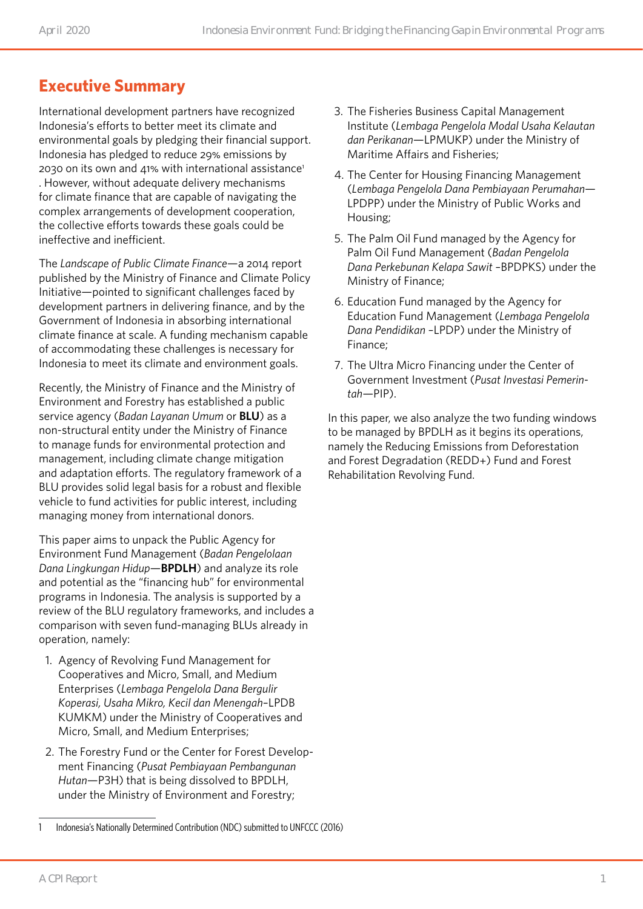# Executive Summary

International development partners have recognized Indonesia's efforts to better meet its climate and environmental goals by pledging their financial support. Indonesia has pledged to reduce 29% emissions by 2030 on its own and 41% with international assistance[1]. However, without adequate delivery mechanisms for climate finance that are capable of navigating the complex arrangements of development cooperation, the collective efforts towards these goals could be ineffective and inefficient.

The *Landscape of Public Climate Finance*—a 2014 report published by the Ministry of Finance and Climate Policy Initiative—pointed to significant challenges faced by development partners in delivering finance, and by the Government of Indonesia in absorbing international climate finance at scale. A funding mechanism capable of accommodating these challenges is necessary for Indonesia to meet its climate and environment goals.

Recently, the Ministry of Finance and the Ministry of Environment and Forestry has established a public service agency (*Badan Layanan Umum* or **BLU**) as a non-structural entity under the Ministry of Finance to manage funds for environmental protection and management, including climate change mitigation and adaptation efforts. The regulatory framework of a BLU provides solid legal basis for a robust and flexible vehicle to fund activities for public interest, including managing money from international donors.

This paper aims to unpack the Public Agency for Environment Fund Management (*Badan Pengelolaan Dana Lingkungan Hidup*—**BPDLH**) and analyze its role and potential as the "financing hub" for environmental programs in Indonesia. The analysis is supported by a review of the BLU regulatory frameworks, and includes a comparison with seven fund-managing BLUs already in operation, namely:

1. Agency of Revolving Fund Management for Cooperatives and Micro, Small, and Medium Enterprises (*Lembaga Pengelola Dana Bergulir Koperasi, Usaha Mikro, Kecil dan Menengah*–LPDB KUMKM) under the Ministry of Cooperatives and Micro, Small, and Medium Enterprises;
2. The Forestry Fund or the Center for Forest Development Financing (*Pusat Pembiayaan Pembangunan Hutan*—P3H) that is being dissolved to BPDLH, under the Ministry of Environment and Forestry;
3. The Fisheries Business Capital Management Institute (*Lembaga Pengelola Modal Usaha Kelautan dan Perikanan*—LPMUKP) under the Ministry of Maritime Affairs and Fisheries;
4. The Center for Housing Financing Management (*Lembaga Pengelola Dana Pembiayaan Perumahan*—LPDPP) under the Ministry of Public Works and Housing;
5. The Palm Oil Fund managed by the Agency for Palm Oil Fund Management (*Badan Pengelola Dana Perkebunan Kelapa Sawit* –BPDPKS) under the Ministry of Finance;
6. Education Fund managed by the Agency for Education Fund Management (*Lembaga Pengelola Dana Pendidikan* –LPDP) under the Ministry of Finance;
7. The Ultra Micro Financing under the Center of Government Investment (*Pusat Investasi Pemerintah*—PIP).

In this paper, we also analyze the two funding windows to be managed by BPDLH as it begins its operations, namely the Reducing Emissions from Deforestation and Forest Degradation (REDD+) Fund and Forest Rehabilitation Revolving Fund.

---

1 Indonesia's Nationally Determined Contribution (NDC) submitted to UNFCCC (2016)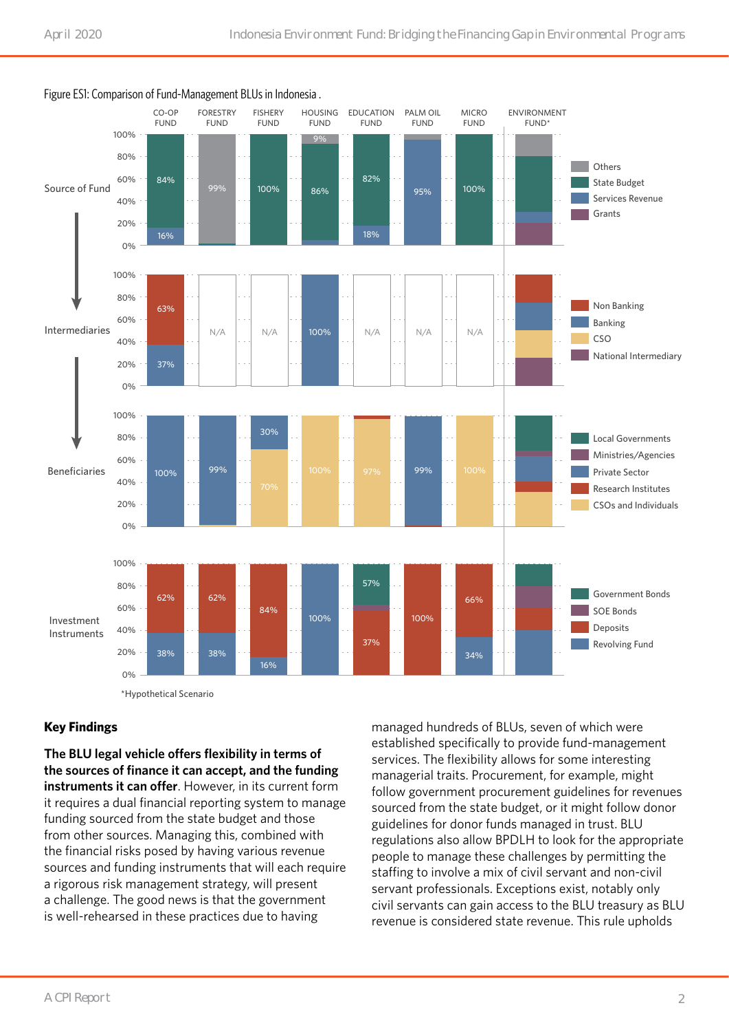Figure ES1: Comparison of Fund-Management BLUs in Indonesia .

|  | CO-OP FUND | FORESTRY FUND | FISHERY FUND | HOUSING FUND | EDUCATION FUND | PALM OIL FUND | MICRO FUND | ENVIRONMENT FUND* |
|---|---|---|---|---|---|---|---|---|
| Source of Fund | 84%, 16% | 99% | 100% | 9%, 86% | 82%, 18% | 95% | 100% |  |
| Intermediaries | 63%, 37% | N/A | N/A | 100% | N/A | N/A | N/A |  |
| Beneficiaries | 100% | 99% | 30%, 70% | 100% | 97% | 99% | 100% |  |
| Investment Instruments | 62%, 38% | 62%, 38% | 84%, 16% | 100% | 57%, 37% | 100% | 66%, 34% |  |

Source of Fund legend: Others; State Budget; Services Revenue; Grants

Intermediaries legend: Non Banking; Banking; CSO; National Intermediary

Beneficiaries legend: Local Governments; Ministries/Agencies; Private Sector; Research Institutes; CSOs and Individuals

Investment Instruments legend: Government Bonds; SOE Bonds; Deposits; Revolving Fund

*Hypothetical Scenario

## Key Findings

**The BLU legal vehicle offers flexibility in terms of the sources of finance it can accept, and the funding instruments it can offer**. However, in its current form it requires a dual financial reporting system to manage funding sourced from the state budget and those from other sources. Managing this, combined with the financial risks posed by having various revenue sources and funding instruments that will each require a rigorous risk management strategy, will present a challenge. The good news is that the government is well-rehearsed in these practices due to having managed hundreds of BLUs, seven of which were established specifically to provide fund-management services. The flexibility allows for some interesting managerial traits. Procurement, for example, might follow government procurement guidelines for revenues sourced from the state budget, or it might follow donor guidelines for donor funds managed in trust. BLU regulations also allow BPDLH to look for the appropriate people to manage these challenges by permitting the staffing to involve a mix of civil servant and non-civil servant professionals. Exceptions exist, notably only civil servants can gain access to the BLU treasury as BLU revenue is considered state revenue. This rule upholds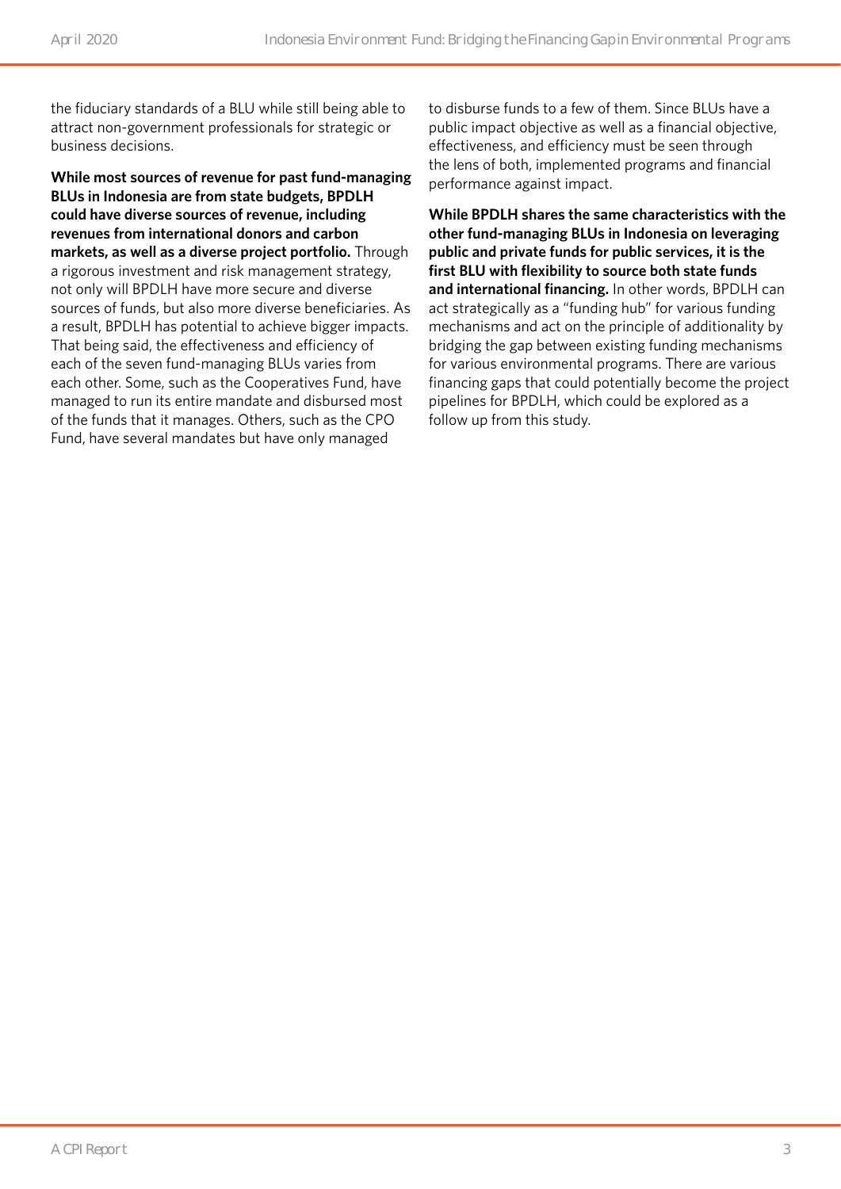the fiduciary standards of a BLU while still being able to attract non-government professionals for strategic or business decisions.

**While most sources of revenue for past fund-managing BLUs in Indonesia are from state budgets, BPDLH could have diverse sources of revenue, including revenues from international donors and carbon markets, as well as a diverse project portfolio.** Through a rigorous investment and risk management strategy, not only will BPDLH have more secure and diverse sources of funds, but also more diverse beneficiaries. As a result, BPDLH has potential to achieve bigger impacts. That being said, the effectiveness and efficiency of each of the seven fund-managing BLUs varies from each other. Some, such as the Cooperatives Fund, have managed to run its entire mandate and disbursed most of the funds that it manages. Others, such as the CPO Fund, have several mandates but have only managed to disburse funds to a few of them. Since BLUs have a public impact objective as well as a financial objective, effectiveness, and efficiency must be seen through the lens of both, implemented programs and financial performance against impact.

**While BPDLH shares the same characteristics with the other fund-managing BLUs in Indonesia on leveraging public and private funds for public services, it is the first BLU with flexibility to source both state funds and international financing.** In other words, BPDLH can act strategically as a "funding hub" for various funding mechanisms and act on the principle of additionality by bridging the gap between existing funding mechanisms for various environmental programs. There are various financing gaps that could potentially become the project pipelines for BPDLH, which could be explored as a follow up from this study.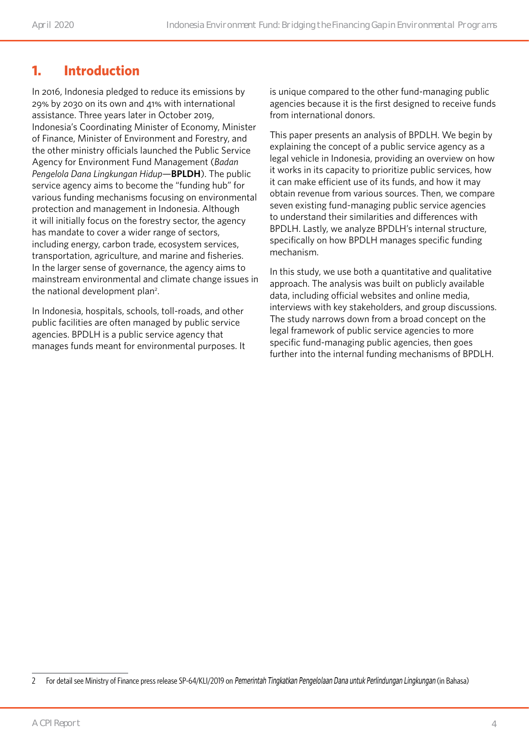## 1. Introduction

In 2016, Indonesia pledged to reduce its emissions by 29% by 2030 on its own and 41% with international assistance. Three years later in October 2019, Indonesia's Coordinating Minister of Economy, Minister of Finance, Minister of Environment and Forestry, and the other ministry officials launched the Public Service Agency for Environment Fund Management (*Badan Pengelola Dana Lingkungan Hidup*—**BPLDH**). The public service agency aims to become the "funding hub" for various funding mechanisms focusing on environmental protection and management in Indonesia. Although it will initially focus on the forestry sector, the agency has mandate to cover a wider range of sectors, including energy, carbon trade, ecosystem services, transportation, agriculture, and marine and fisheries. In the larger sense of governance, the agency aims to mainstream environmental and climate change issues in the national development plan[2].

In Indonesia, hospitals, schools, toll-roads, and other public facilities are often managed by public service agencies. BPDLH is a public service agency that manages funds meant for environmental purposes. It is unique compared to the other fund-managing public agencies because it is the first designed to receive funds from international donors.

This paper presents an analysis of BPDLH. We begin by explaining the concept of a public service agency as a legal vehicle in Indonesia, providing an overview on how it works in its capacity to prioritize public services, how it can make efficient use of its funds, and how it may obtain revenue from various sources. Then, we compare seven existing fund-managing public service agencies to understand their similarities and differences with BPDLH. Lastly, we analyze BPDLH's internal structure, specifically on how BPDLH manages specific funding mechanism.

In this study, we use both a quantitative and qualitative approach. The analysis was built on publicly available data, including official websites and online media, interviews with key stakeholders, and group discussions. The study narrows down from a broad concept on the legal framework of public service agencies to more specific fund-managing public agencies, then goes further into the internal funding mechanisms of BPDLH.

---

2 For detail see Ministry of Finance press release SP-64/KLI/2019 on *Pemerintah Tingkatkan Pengelolaan Dana untuk Perlindungan Lingkungan* (in Bahasa)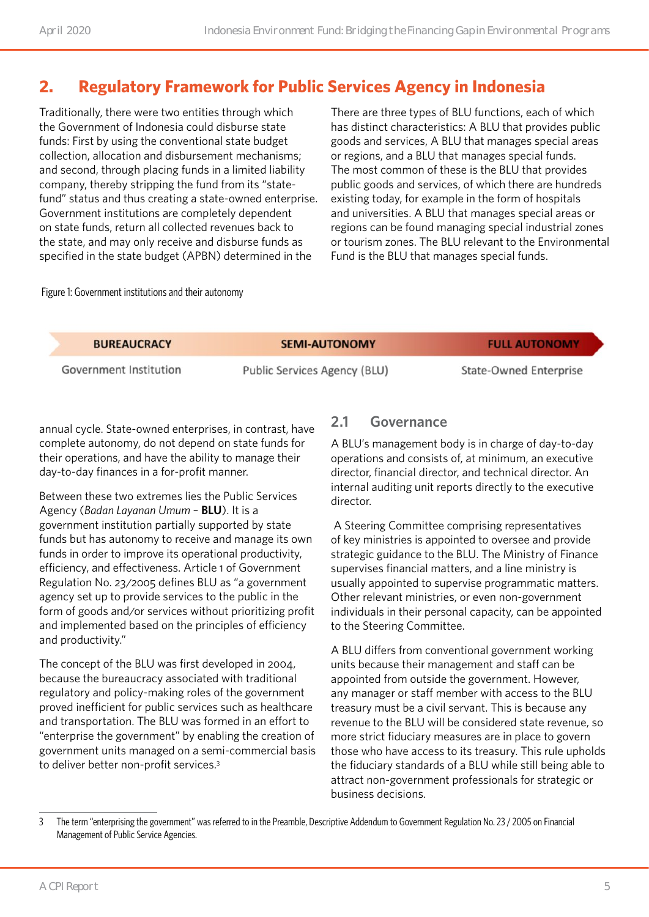## 2. Regulatory Framework for Public Services Agency in Indonesia

Traditionally, there were two entities through which the Government of Indonesia could disburse state funds: First by using the conventional state budget collection, allocation and disbursement mechanisms; and second, through placing funds in a limited liability company, thereby stripping the fund from its "state-fund" status and thus creating a state-owned enterprise. Government institutions are completely dependent on state funds, return all collected revenues back to the state, and may only receive and disburse funds as specified in the state budget (APBN) determined in the annual cycle. State-owned enterprises, in contrast, have complete autonomy, do not depend on state funds for their operations, and have the ability to manage their day-to-day finances in a for-profit manner.

Figure 1: Government institutions and their autonomy

| BUREAUCRACY | SEMI-AUTONOMY | FULL AUTONOMY |
| --- | --- | --- |
| Government Institution | Public Services Agency (BLU) | State-Owned Enterprise |

Between these two extremes lies the Public Services Agency (*Badan Layanan Umum* – **BLU**). It is a government institution partially supported by state funds but has autonomy to receive and manage its own funds in order to improve its operational productivity, efficiency, and effectiveness. Article 1 of Government Regulation No. 23/2005 defines BLU as "a government agency set up to provide services to the public in the form of goods and/or services without prioritizing profit and implemented based on the principles of efficiency and productivity."

The concept of the BLU was first developed in 2004, because the bureaucracy associated with traditional regulatory and policy-making roles of the government proved inefficient for public services such as healthcare and transportation. The BLU was formed in an effort to "enterprise the government" by enabling the creation of government units managed on a semi-commercial basis to deliver better non-profit services.[3]

There are three types of BLU functions, each of which has distinct characteristics: A BLU that provides public goods and services, A BLU that manages special areas or regions, and a BLU that manages special funds. The most common of these is the BLU that provides public goods and services, of which there are hundreds existing today, for example in the form of hospitals and universities. A BLU that manages special areas or regions can be found managing special industrial zones or tourism zones. The BLU relevant to the Environmental Fund is the BLU that manages special funds.

### 2.1 Governance

A BLU's management body is in charge of day-to-day operations and consists of, at minimum, an executive director, financial director, and technical director. An internal auditing unit reports directly to the executive director.

A Steering Committee comprising representatives of key ministries is appointed to oversee and provide strategic guidance to the BLU. The Ministry of Finance supervises financial matters, and a line ministry is usually appointed to supervise programmatic matters. Other relevant ministries, or even non-government individuals in their personal capacity, can be appointed to the Steering Committee.

A BLU differs from conventional government working units because their management and staff can be appointed from outside the government. However, any manager or staff member with access to the BLU treasury must be a civil servant. This is because any revenue to the BLU will be considered state revenue, so more strict fiduciary measures are in place to govern those who have access to its treasury. This rule upholds the fiduciary standards of a BLU while still being able to attract non-government professionals for strategic or business decisions.

---

3 The term "enterprising the government" was referred to in the Preamble, Descriptive Addendum to Government Regulation No. 23 / 2005 on Financial Management of Public Service Agencies.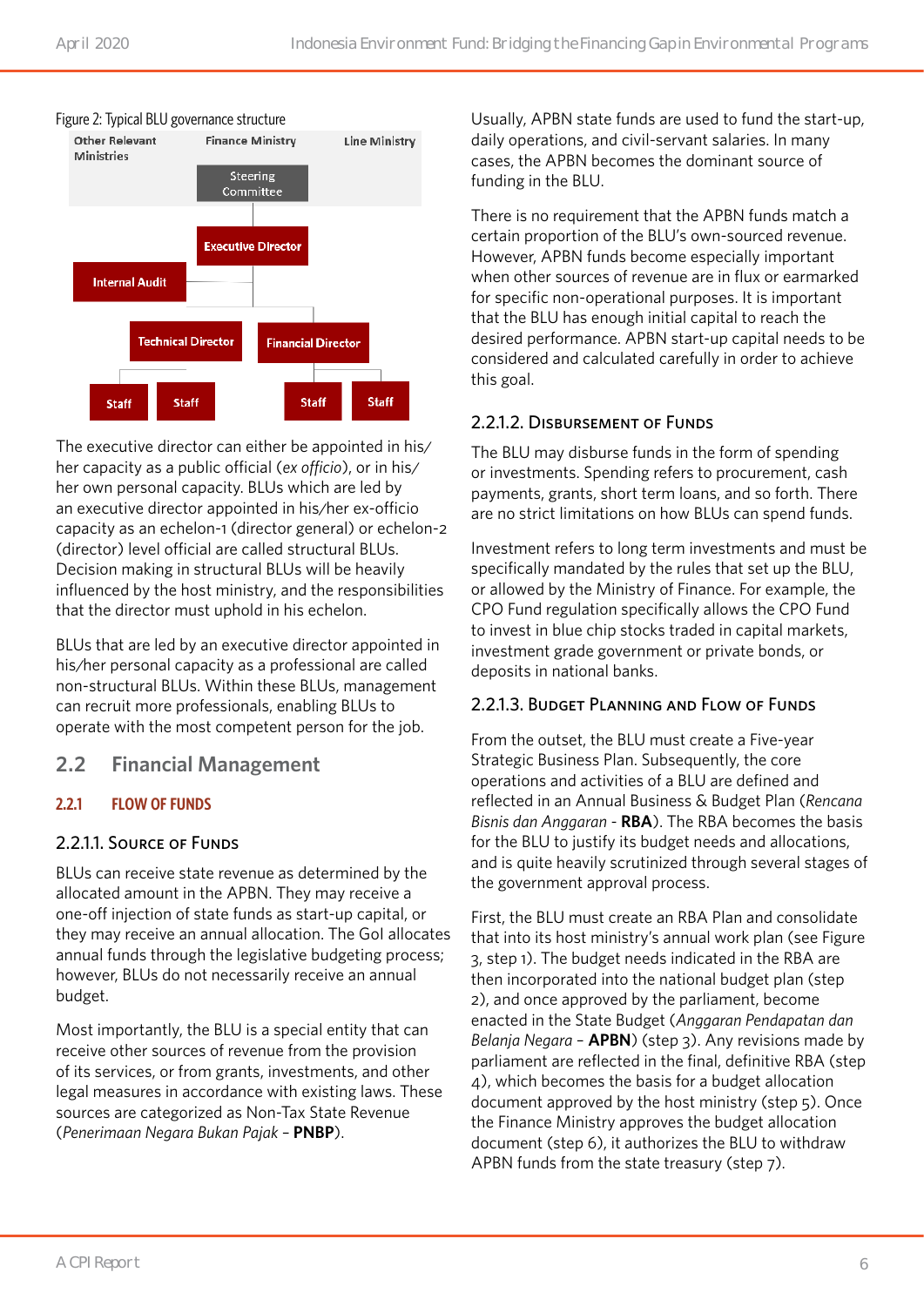Figure 2: Typical BLU governance structure

Other Relevant Ministries | Finance Ministry | Line Ministry

Steering Committee

Executive Director

Internal Audit

Technical Director | Financial Director

Staff | Staff | Staff | Staff

The executive director can either be appointed in his/her capacity as a public official (*ex officio*), or in his/her own personal capacity. BLUs which are led by an executive director appointed in his/her ex-officio capacity as an echelon-1 (director general) or echelon-2 (director) level official are called structural BLUs. Decision making in structural BLUs will be heavily influenced by the host ministry, and the responsibilities that the director must uphold in his echelon.

BLUs that are led by an executive director appointed in his/her personal capacity as a professional are called non-structural BLUs. Within these BLUs, management can recruit more professionals, enabling BLUs to operate with the most competent person for the job.

## 2.2 Financial Management

### 2.2.1 FLOW OF FUNDS

#### 2.2.1.1. Source of Funds

BLUs can receive state revenue as determined by the allocated amount in the APBN. They may receive a one-off injection of state funds as start-up capital, or they may receive an annual allocation. The GoI allocates annual funds through the legislative budgeting process; however, BLUs do not necessarily receive an annual budget.

Most importantly, the BLU is a special entity that can receive other sources of revenue from the provision of its services, or from grants, investments, and other legal measures in accordance with existing laws. These sources are categorized as Non-Tax State Revenue (*Penerimaan Negara Bukan Pajak* – **PNBP**).

Usually, APBN state funds are used to fund the start-up, daily operations, and civil-servant salaries. In many cases, the APBN becomes the dominant source of funding in the BLU.

There is no requirement that the APBN funds match a certain proportion of the BLU's own-sourced revenue. However, APBN funds become especially important when other sources of revenue are in flux or earmarked for specific non-operational purposes. It is important that the BLU has enough initial capital to reach the desired performance. APBN start-up capital needs to be considered and calculated carefully in order to achieve this goal.

#### 2.2.1.2. Disbursement of Funds

The BLU may disburse funds in the form of spending or investments. Spending refers to procurement, cash payments, grants, short term loans, and so forth. There are no strict limitations on how BLUs can spend funds.

Investment refers to long term investments and must be specifically mandated by the rules that set up the BLU, or allowed by the Ministry of Finance. For example, the CPO Fund regulation specifically allows the CPO Fund to invest in blue chip stocks traded in capital markets, investment grade government or private bonds, or deposits in national banks.

#### 2.2.1.3. Budget Planning and Flow of Funds

From the outset, the BLU must create a Five-year Strategic Business Plan. Subsequently, the core operations and activities of a BLU are defined and reflected in an Annual Business & Budget Plan (*Rencana Bisnis dan Anggaran* - **RBA**). The RBA becomes the basis for the BLU to justify its budget needs and allocations, and is quite heavily scrutinized through several stages of the government approval process.

First, the BLU must create an RBA Plan and consolidate that into its host ministry's annual work plan (see Figure 3, step 1). The budget needs indicated in the RBA are then incorporated into the national budget plan (step 2), and once approved by the parliament, become enacted in the State Budget (*Anggaran Pendapatan dan Belanja Negara* – **APBN**) (step 3). Any revisions made by parliament are reflected in the final, definitive RBA (step 4), which becomes the basis for a budget allocation document approved by the host ministry (step 5). Once the Finance Ministry approves the budget allocation document (step 6), it authorizes the BLU to withdraw APBN funds from the state treasury (step 7).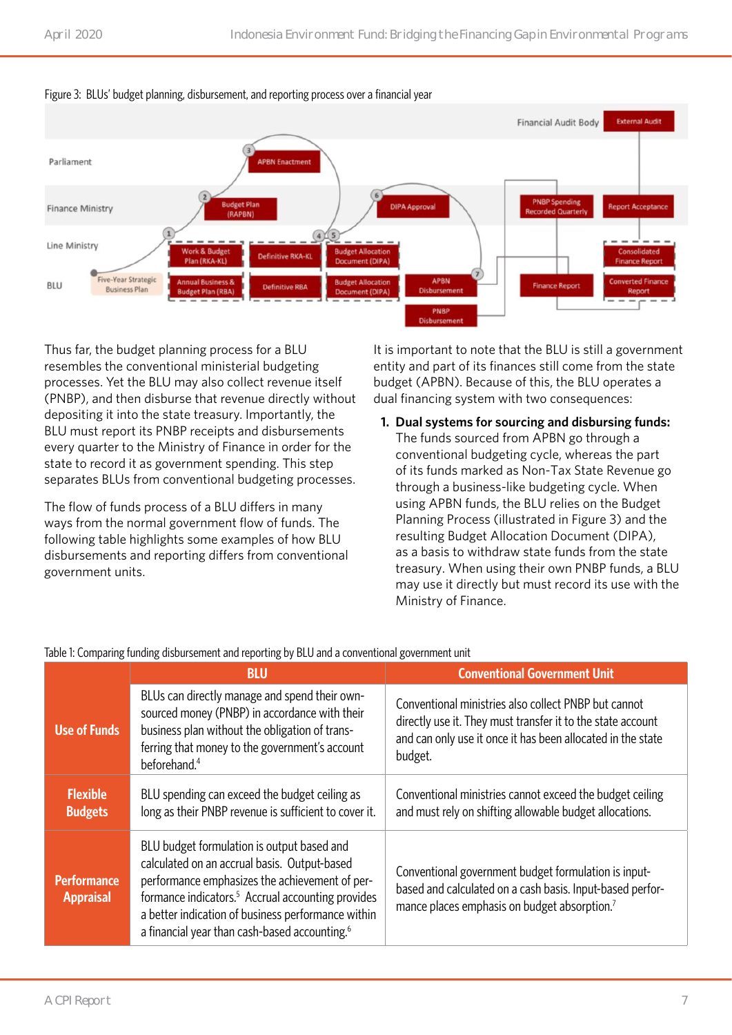Figure 3: BLUs' budget planning, disbursement, and reporting process over a financial year

Financial Audit Body | External Audit

Parliament | APBN Enactment

Finance Ministry | Budget Plan (RAPBN) | DIPA Approval | PNBP Spending Recorded Quarterly | Report Acceptance

Line Ministry | Work & Budget Plan (RKA-KL) | Definitive RKA-KL | Budget Allocation Document (DIPA) | Consolidated Finance Report

BLU | Five-Year Strategic Business Plan | Annual Business & Budget Plan (RBA) | Definitive RBA | Budget Allocation Document (DIPA) | APBN Disbursement | PNBP Disbursement | Finance Report | Converted Finance Report

Thus far, the budget planning process for a BLU resembles the conventional ministerial budgeting processes. Yet the BLU may also collect revenue itself (PNBP), and then disburse that revenue directly without depositing it into the state treasury. Importantly, the BLU must report its PNBP receipts and disbursements every quarter to the Ministry of Finance in order for the state to record it as government spending. This step separates BLUs from conventional budgeting processes.

The flow of funds process of a BLU differs in many ways from the normal government flow of funds. The following table highlights some examples of how BLU disbursements and reporting differs from conventional government units.

It is important to note that the BLU is still a government entity and part of its finances still come from the state budget (APBN). Because of this, the BLU operates a dual financing system with two consequences:

1. **Dual systems for sourcing and disbursing funds:** The funds sourced from APBN go through a conventional budgeting cycle, whereas the part of its funds marked as Non-Tax State Revenue go through a business-like budgeting cycle. When using APBN funds, the BLU relies on the Budget Planning Process (illustrated in Figure 3) and the resulting Budget Allocation Document (DIPA), as a basis to withdraw state funds from the state treasury. When using their own PNBP funds, a BLU may use it directly but must record its use with the Ministry of Finance.

Table 1: Comparing funding disbursement and reporting by BLU and a conventional government unit

| | BLU | Conventional Government Unit |
|---|---|---|
| **Use of Funds** | BLUs can directly manage and spend their own-sourced money (PNBP) in accordance with their business plan without the obligation of transferring that money to the government's account beforehand.[4] | Conventional ministries also collect PNBP but cannot directly use it. They must transfer it to the state account and can only use it once it has been allocated in the state budget. |
| **Flexible Budgets** | BLU spending can exceed the budget ceiling as long as their PNBP revenue is sufficient to cover it. | Conventional ministries cannot exceed the budget ceiling and must rely on shifting allowable budget allocations. |
| **Performance Appraisal** | BLU budget formulation is output based and calculated on an accrual basis. Output-based performance emphasizes the achievement of performance indicators.[5] Accrual accounting provides a better indication of business performance within a financial year than cash-based accounting.[6] | Conventional government budget formulation is input-based and calculated on a cash basis. Input-based performance places emphasis on budget absorption.[7] |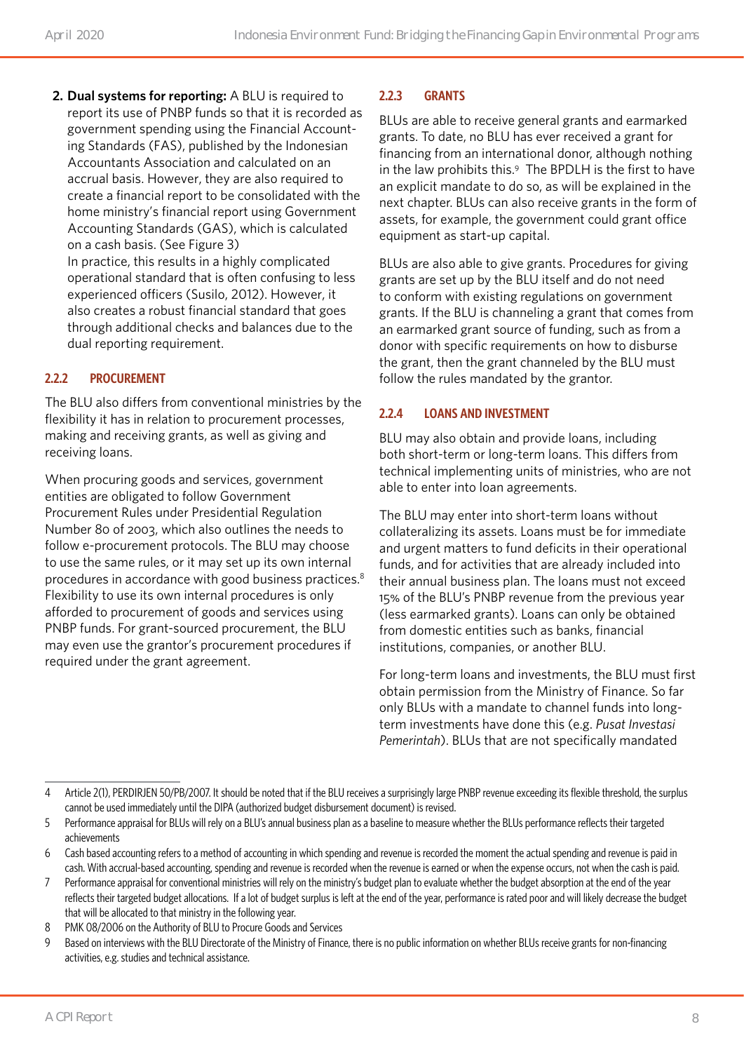2. **Dual systems for reporting:** A BLU is required to report its use of PNBP funds so that it is recorded as government spending using the Financial Accounting Standards (FAS), published by the Indonesian Accountants Association and calculated on an accrual basis. However, they are also required to create a financial report to be consolidated with the home ministry's financial report using Government Accounting Standards (GAS), which is calculated on a cash basis. (See Figure 3)
   In practice, this results in a highly complicated operational standard that is often confusing to less experienced officers (Susilo, 2012). However, it also creates a robust financial standard that goes through additional checks and balances due to the dual reporting requirement.

### 2.2.2 PROCUREMENT

The BLU also differs from conventional ministries by the flexibility it has in relation to procurement processes, making and receiving grants, as well as giving and receiving loans.

When procuring goods and services, government entities are obligated to follow Government Procurement Rules under Presidential Regulation Number 80 of 2003, which also outlines the needs to follow e-procurement protocols. The BLU may choose to use the same rules, or it may set up its own internal procedures in accordance with good business practices.[8] Flexibility to use its own internal procedures is only afforded to procurement of goods and services using PNBP funds. For grant-sourced procurement, the BLU may even use the grantor's procurement procedures if required under the grant agreement.

### 2.2.3 GRANTS

BLUs are able to receive general grants and earmarked grants. To date, no BLU has ever received a grant for financing from an international donor, although nothing in the law prohibits this.[9] The BPDLH is the first to have an explicit mandate to do so, as will be explained in the next chapter. BLUs can also receive grants in the form of assets, for example, the government could grant office equipment as start-up capital.

BLUs are also able to give grants. Procedures for giving grants are set up by the BLU itself and do not need to conform with existing regulations on government grants. If the BLU is channeling a grant that comes from an earmarked grant source of funding, such as from a donor with specific requirements on how to disburse the grant, then the grant channeled by the BLU must follow the rules mandated by the grantor.

### 2.2.4 LOANS AND INVESTMENT

BLU may also obtain and provide loans, including both short-term or long-term loans. This differs from technical implementing units of ministries, who are not able to enter into loan agreements.

The BLU may enter into short-term loans without collateralizing its assets. Loans must be for immediate and urgent matters to fund deficits in their operational funds, and for activities that are already included into their annual business plan. The loans must not exceed 15% of the BLU's PNBP revenue from the previous year (less earmarked grants). Loans can only be obtained from domestic entities such as banks, financial institutions, companies, or another BLU.

For long-term loans and investments, the BLU must first obtain permission from the Ministry of Finance. So far only BLUs with a mandate to channel funds into long-term investments have done this (e.g. *Pusat Investasi Pemerintah*). BLUs that are not specifically mandated

---

4 Article 2(1), PERDIRJEN 50/PB/2007. It should be noted that if the BLU receives a surprisingly large PNBP revenue exceeding its flexible threshold, the surplus cannot be used immediately until the DIPA (authorized budget disbursement document) is revised.

5 Performance appraisal for BLUs will rely on a BLU's annual business plan as a baseline to measure whether the BLUs performance reflects their targeted achievements

6 Cash based accounting refers to a method of accounting in which spending and revenue is recorded the moment the actual spending and revenue is paid in cash. With accrual-based accounting, spending and revenue is recorded when the revenue is earned or when the expense occurs, not when the cash is paid.

7 Performance appraisal for conventional ministries will rely on the ministry's budget plan to evaluate whether the budget absorption at the end of the year reflects their targeted budget allocations. If a lot of budget surplus is left at the end of the year, performance is rated poor and will likely decrease the budget that will be allocated to that ministry in the following year.

8 PMK 08/2006 on the Authority of BLU to Procure Goods and Services

9 Based on interviews with the BLU Directorate of the Ministry of Finance, there is no public information on whether BLUs receive grants for non-financing activities, e.g. studies and technical assistance.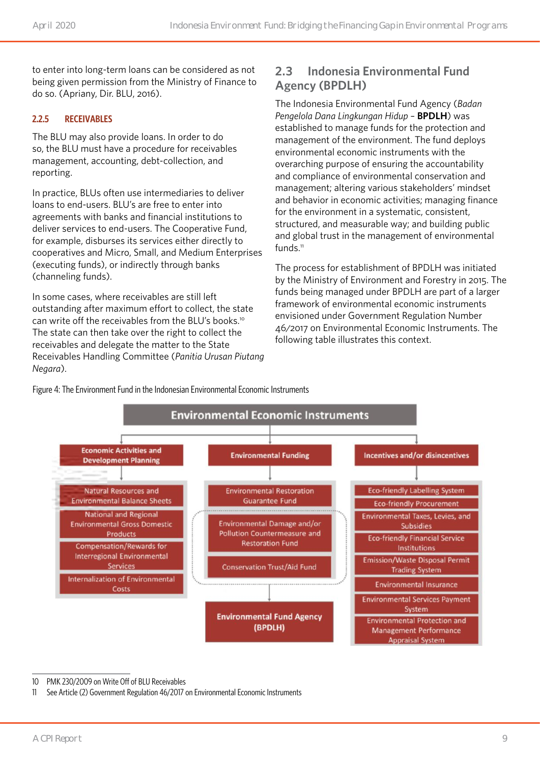to enter into long-term loans can be considered as not being given permission from the Ministry of Finance to do so. (Apriany, Dir. BLU, 2016).

#### 2.2.5 RECEIVABLES

The BLU may also provide loans. In order to do so, the BLU must have a procedure for receivables management, accounting, debt-collection, and reporting.

In practice, BLUs often use intermediaries to deliver loans to end-users. BLU's are free to enter into agreements with banks and financial institutions to deliver services to end-users. The Cooperative Fund, for example, disburses its services either directly to cooperatives and Micro, Small, and Medium Enterprises (executing funds), or indirectly through banks (channeling funds).

In some cases, where receivables are still left outstanding after maximum effort to collect, the state can write off the receivables from the BLU's books.[10] The state can then take over the right to collect the receivables and delegate the matter to the State Receivables Handling Committee (*Panitia Urusan Piutang Negara*).

## 2.3 Indonesia Environmental Fund Agency (BPDLH)

The Indonesia Environmental Fund Agency (*Badan Pengelola Dana Lingkungan Hidup* – **BPDLH**) was established to manage funds for the protection and management of the environment. The fund deploys environmental economic instruments with the overarching purpose of ensuring the accountability and compliance of environmental conservation and management; altering various stakeholders' mindset and behavior in economic activities; managing finance for the environment in a systematic, consistent, structured, and measurable way; and building public and global trust in the management of environmental funds.[11]

The process for establishment of BPDLH was initiated by the Ministry of Environment and Forestry in 2015. The funds being managed under BPDLH are part of a larger framework of environmental economic instruments envisioned under Government Regulation Number 46/2017 on Environmental Economic Instruments. The following table illustrates this context.

Figure 4: The Environment Fund in the Indonesian Environmental Economic Instruments

**Environmental Economic Instruments**

| Economic Activities and Development Planning | Environmental Funding | Incentives and/or disincentives |
|---|---|---|
| Natural Resources and Environmental Balance Sheets | Environmental Restoration Guarantee Fund | Eco-friendly Labelling System |
| National and Regional Environmental Gross Domestic Products | Environmental Damage and/or Pollution Countermeasure and Restoration Fund | Eco-friendly Procurement |
| Compensation/Rewards for Interregional Environmental Services | Conservation Trust/Aid Fund | Environmental Taxes, Levies, and Subsidies |
| Internalization of Environmental Costs | → Environmental Fund Agency (BPDLH) | Eco-friendly Financial Service Institutions |
| | | Emission/Waste Disposal Permit Trading System |
| | | Environmental Insurance |
| | | Environmental Services Payment System |
| | | Environmental Protection and Management Performance Appraisal System |

10 PMK 230/2009 on Write Off of BLU Receivables

11 See Article (2) Government Regulation 46/2017 on Environmental Economic Instruments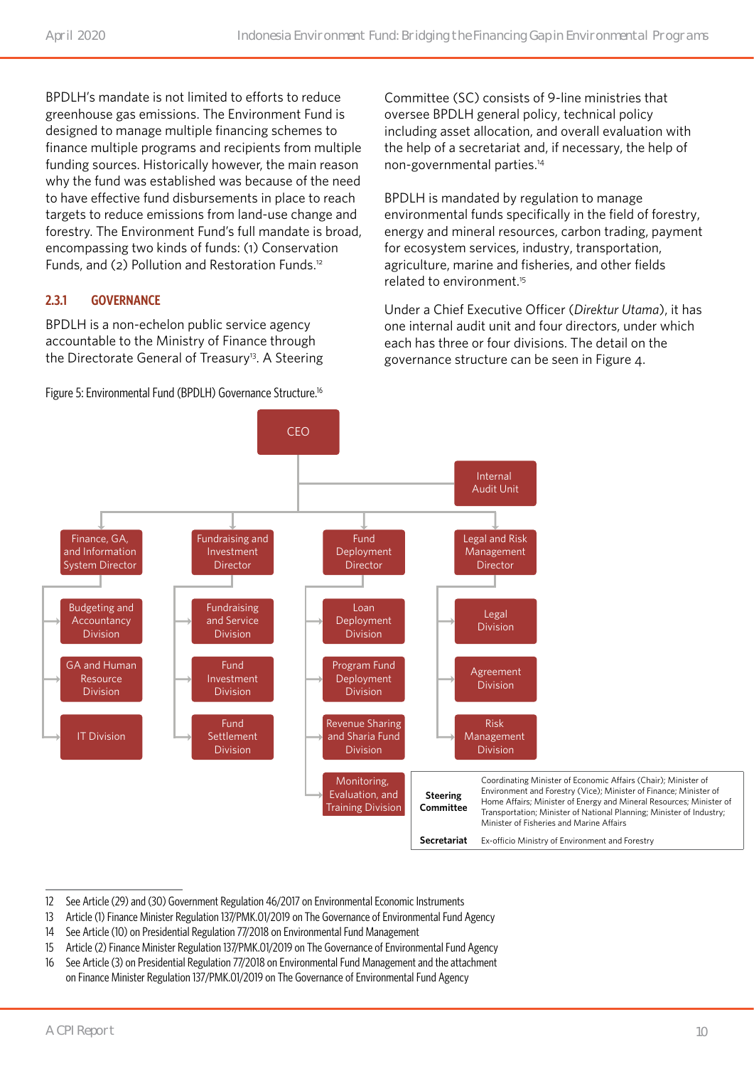BPDLH's mandate is not limited to efforts to reduce greenhouse gas emissions. The Environment Fund is designed to manage multiple financing schemes to finance multiple programs and recipients from multiple funding sources. Historically however, the main reason why the fund was established was because of the need to have effective fund disbursements in place to reach targets to reduce emissions from land-use change and forestry. The Environment Fund's full mandate is broad, encompassing two kinds of funds: (1) Conservation Funds, and (2) Pollution and Restoration Funds.[12]

### 2.3.1 GOVERNANCE

BPDLH is a non-echelon public service agency accountable to the Ministry of Finance through the Directorate General of Treasury[13]. A Steering Committee (SC) consists of 9-line ministries that oversee BPDLH general policy, technical policy including asset allocation, and overall evaluation with the help of a secretariat and, if necessary, the help of non-governmental parties.[14]

BPDLH is mandated by regulation to manage environmental funds specifically in the field of forestry, energy and mineral resources, carbon trading, payment for ecosystem services, industry, transportation, agriculture, marine and fisheries, and other fields related to environment.[15]

Under a Chief Executive Officer (*Direktur Utama*), it has one internal audit unit and four directors, under which each has three or four divisions. The detail on the governance structure can be seen in Figure 4.

Figure 5: Environmental Fund (BPDLH) Governance Structure.[16]

- CEO
  - Internal Audit Unit
  - Finance, GA, and Information System Director
    - Budgeting and Accountancy Division
    - GA and Human Resource Division
    - IT Division
  - Fundraising and Investment Director
    - Fundraising and Service Division
    - Fund Investment Division
    - Fund Settlement Division
  - Fund Deployment Director
    - Loan Deployment Division
    - Program Fund Deployment Division
    - Revenue Sharing and Sharia Fund Division
    - Monitoring, Evaluation, and Training Division
  - Legal and Risk Management Director
    - Legal Division
    - Agreement Division
    - Risk Management Division

| | |
|---|---|
| **Steering Committee** | Coordinating Minister of Economic Affairs (Chair); Minister of Environment and Forestry (Vice); Minister of Finance; Minister of Home Affairs; Minister of Energy and Mineral Resources; Minister of Transportation; Minister of National Planning; Minister of Industry; Minister of Fisheries and Marine Affairs |
| **Secretariat** | Ex-officio Ministry of Environment and Forestry |

12 See Article (29) and (30) Government Regulation 46/2017 on Environmental Economic Instruments
13 Article (1) Finance Minister Regulation 137/PMK.01/2019 on The Governance of Environmental Fund Agency
14 See Article (10) on Presidential Regulation 77/2018 on Environmental Fund Management
15 Article (2) Finance Minister Regulation 137/PMK.01/2019 on The Governance of Environmental Fund Agency
16 See Article (3) on Presidential Regulation 77/2018 on Environmental Fund Management and the attachment on Finance Minister Regulation 137/PMK.01/2019 on The Governance of Environmental Fund Agency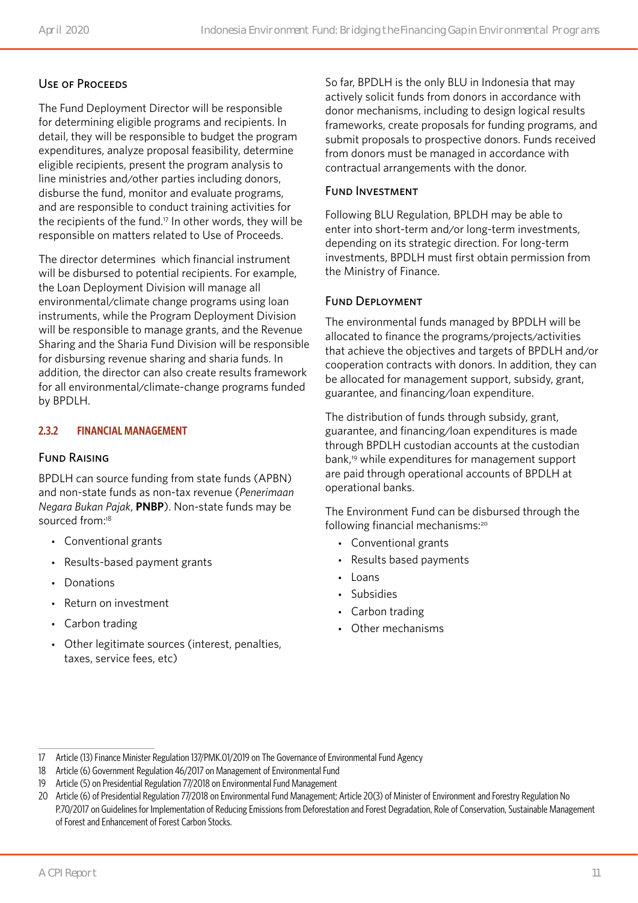### Use of Proceeds

The Fund Deployment Director will be responsible for determining eligible programs and recipients. In detail, they will be responsible to budget the program expenditures, analyze proposal feasibility, determine eligible recipients, present the program analysis to line ministries and/other parties including donors, disburse the fund, monitor and evaluate programs, and are responsible to conduct training activities for the recipients of the fund.[17] In other words, they will be responsible on matters related to Use of Proceeds.

The director determines which financial instrument will be disbursed to potential recipients. For example, the Loan Deployment Division will manage all environmental/climate change programs using loan instruments, while the Program Deployment Division will be responsible to manage grants, and the Revenue Sharing and the Sharia Fund Division will be responsible for disbursing revenue sharing and sharia funds. In addition, the director can also create results framework for all environmental/climate-change programs funded by BPDLH.

## 2.3.2 FINANCIAL MANAGEMENT

### Fund Raising

BPDLH can source funding from state funds (APBN) and non-state funds as non-tax revenue (*Penerimaan Negara Bukan Pajak*, **PNBP**). Non-state funds may be sourced from:[18]

- Conventional grants
- Results-based payment grants
- Donations
- Return on investment
- Carbon trading
- Other legitimate sources (interest, penalties, taxes, service fees, etc)

So far, BPDLH is the only BLU in Indonesia that may actively solicit funds from donors in accordance with donor mechanisms, including to design logical results frameworks, create proposals for funding programs, and submit proposals to prospective donors. Funds received from donors must be managed in accordance with contractual arrangements with the donor.

### Fund Investment

Following BLU Regulation, BPLDH may be able to enter into short-term and/or long-term investments, depending on its strategic direction. For long-term investments, BPDLH must first obtain permission from the Ministry of Finance.

### Fund Deployment

The environmental funds managed by BPDLH will be allocated to finance the programs/projects/activities that achieve the objectives and targets of BPDLH and/or cooperation contracts with donors. In addition, they can be allocated for management support, subsidy, grant, guarantee, and financing/loan expenditure.

The distribution of funds through subsidy, grant, guarantee, and financing/loan expenditures is made through BPDLH custodian accounts at the custodian bank,[19] while expenditures for management support are paid through operational accounts of BPDLH at operational banks.

The Environment Fund can be disbursed through the following financial mechanisms:[20]

- Conventional grants
- Results based payments
- Loans
- Subsidies
- Carbon trading
- Other mechanisms

---

17 Article (13) Finance Minister Regulation 137/PMK.01/2019 on The Governance of Environmental Fund Agency

18 Article (6) Government Regulation 46/2017 on Management of Environmental Fund

19 Article (5) on Presidential Regulation 77/2018 on Environmental Fund Management

20 Article (6) of Presidential Regulation 77/2018 on Environmental Fund Management; Article 20(3) of Minister of Environment and Forestry Regulation No P.70/2017 on Guidelines for Implementation of Reducing Emissions from Deforestation and Forest Degradation, Role of Conservation, Sustainable Management of Forest and Enhancement of Forest Carbon Stocks.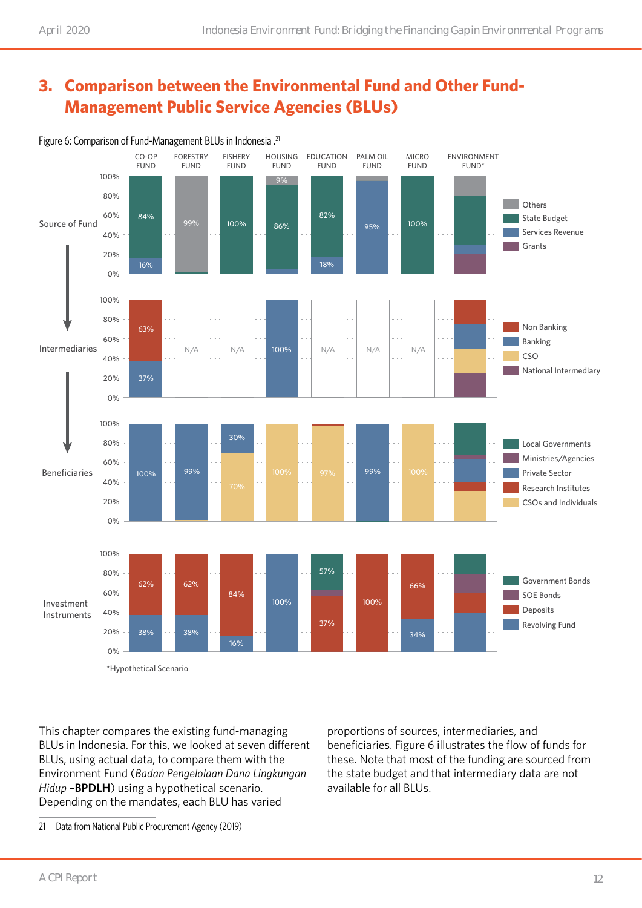## 3. Comparison between the Environmental Fund and Other Fund-Management Public Service Agencies (BLUs)

Figure 6: Comparison of Fund-Management BLUs in Indonesia .[21]

| | CO-OP FUND | FORESTRY FUND | FISHERY FUND | HOUSING FUND | EDUCATION FUND | PALM OIL FUND | MICRO FUND | ENVIRONMENT FUND* |
|---|---|---|---|---|---|---|---|---|
| Source of Fund | State Budget 84%, Services Revenue 16% | Others 99% | State Budget 100% | Others 9%, State Budget 86% | State Budget 82%, Services Revenue 18% | Services Revenue 95% | State Budget 100% | |
| Intermediaries | Non Banking 63%, Banking 37% | N/A | N/A | Banking 100% | N/A | N/A | N/A | |
| Beneficiaries | Private Sector 100% | Private Sector 99% | Private Sector 30%, CSOs and Individuals 70% | CSOs and Individuals 100% | CSOs and Individuals 97% | Private Sector 99% | CSOs and Individuals 100% | |
| Investment Instruments | Deposits 62%, Revolving Fund 38% | Deposits 62%, Revolving Fund 38% | Deposits 84%, Revolving Fund 16% | Revolving Fund 100% | Government Bonds 57%, Deposits 37% | Deposits 100% | Deposits 66%, Revolving Fund 34% | |

Legend – Source of Fund: Others, State Budget, Services Revenue, Grants. Intermediaries: Non Banking, Banking, CSO, National Intermediary. Beneficiaries: Local Governments, Ministries/Agencies, Private Sector, Research Institutes, CSOs and Individuals. Investment Instruments: Government Bonds, SOE Bonds, Deposits, Revolving Fund.

*Hypothetical Scenario

This chapter compares the existing fund-managing BLUs in Indonesia. For this, we looked at seven different BLUs, using actual data, to compare them with the Environment Fund (*Badan Pengelolaan Dana Lingkungan Hidup* –**BPDLH**) using a hypothetical scenario. Depending on the mandates, each BLU has varied proportions of sources, intermediaries, and beneficiaries. Figure 6 illustrates the flow of funds for these. Note that most of the funding are sourced from the state budget and that intermediary data are not available for all BLUs.

21 Data from National Public Procurement Agency (2019)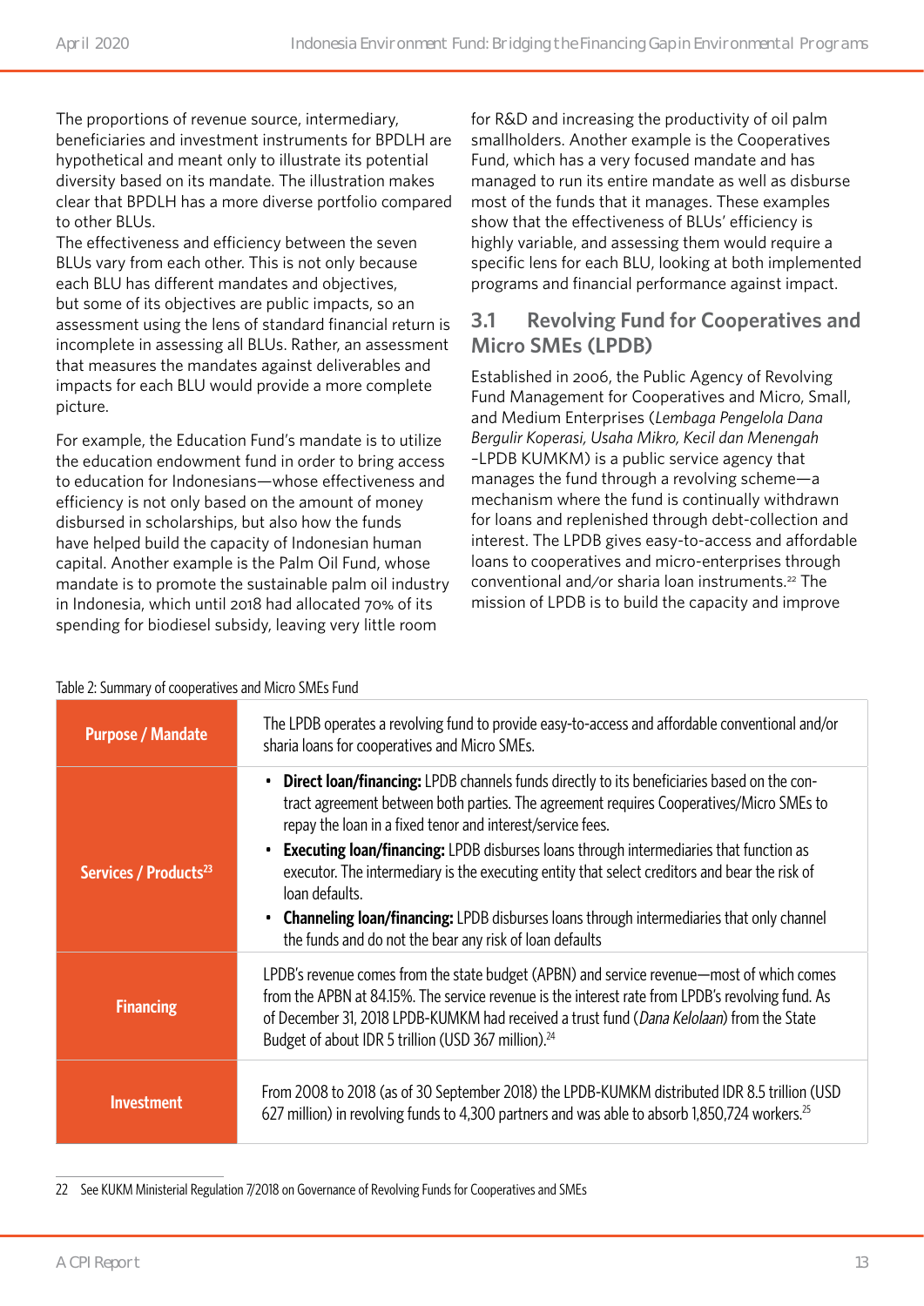The proportions of revenue source, intermediary, beneficiaries and investment instruments for BPDLH are hypothetical and meant only to illustrate its potential diversity based on its mandate. The illustration makes clear that BPDLH has a more diverse portfolio compared to other BLUs.

The effectiveness and efficiency between the seven BLUs vary from each other. This is not only because each BLU has different mandates and objectives, but some of its objectives are public impacts, so an assessment using the lens of standard financial return is incomplete in assessing all BLUs. Rather, an assessment that measures the mandates against deliverables and impacts for each BLU would provide a more complete picture.

For example, the Education Fund's mandate is to utilize the education endowment fund in order to bring access to education for Indonesians—whose effectiveness and efficiency is not only based on the amount of money disbursed in scholarships, but also how the funds have helped build the capacity of Indonesian human capital. Another example is the Palm Oil Fund, whose mandate is to promote the sustainable palm oil industry in Indonesia, which until 2018 had allocated 70% of its spending for biodiesel subsidy, leaving very little room for R&D and increasing the productivity of oil palm smallholders. Another example is the Cooperatives Fund, which has a very focused mandate and has managed to run its entire mandate as well as disburse most of the funds that it manages. These examples show that the effectiveness of BLUs' efficiency is highly variable, and assessing them would require a specific lens for each BLU, looking at both implemented programs and financial performance against impact.

## 3.1 Revolving Fund for Cooperatives and Micro SMEs (LPDB)

Established in 2006, the Public Agency of Revolving Fund Management for Cooperatives and Micro, Small, and Medium Enterprises (*Lembaga Pengelola Dana Bergulir Koperasi, Usaha Mikro, Kecil dan Menengah* –LPDB KUMKM) is a public service agency that manages the fund through a revolving scheme—a mechanism where the fund is continually withdrawn for loans and replenished through debt-collection and interest. The LPDB gives easy-to-access and affordable loans to cooperatives and micro-enterprises through conventional and/or sharia loan instruments.[22] The mission of LPDB is to build the capacity and improve

Table 2: Summary of cooperatives and Micro SMEs Fund

| | |
|---|---|
| **Purpose / Mandate** | The LPDB operates a revolving fund to provide easy-to-access and affordable conventional and/or sharia loans for cooperatives and Micro SMEs. |
| **Services / Products**[23] | • **Direct loan/financing:** LPDB channels funds directly to its beneficiaries based on the contract agreement between both parties. The agreement requires Cooperatives/Micro SMEs to repay the loan in a fixed tenor and interest/service fees.<br>• **Executing loan/financing:** LPDB disburses loans through intermediaries that function as executor. The intermediary is the executing entity that select creditors and bear the risk of loan defaults.<br>• **Channeling loan/financing:** LPDB disburses loans through intermediaries that only channel the funds and do not the bear any risk of loan defaults |
| **Financing** | LPDB's revenue comes from the state budget (APBN) and service revenue—most of which comes from the APBN at 84.15%. The service revenue is the interest rate from LPDB's revolving fund. As of December 31, 2018 LPDB-KUMKM had received a trust fund (*Dana Kelolaan*) from the State Budget of about IDR 5 trillion (USD 367 million).[24] |
| **Investment** | From 2008 to 2018 (as of 30 September 2018) the LPDB-KUMKM distributed IDR 8.5 trillion (USD 627 million) in revolving funds to 4,300 partners and was able to absorb 1,850,724 workers.[25] |

22 See KUKM Ministerial Regulation 7/2018 on Governance of Revolving Funds for Cooperatives and SMEs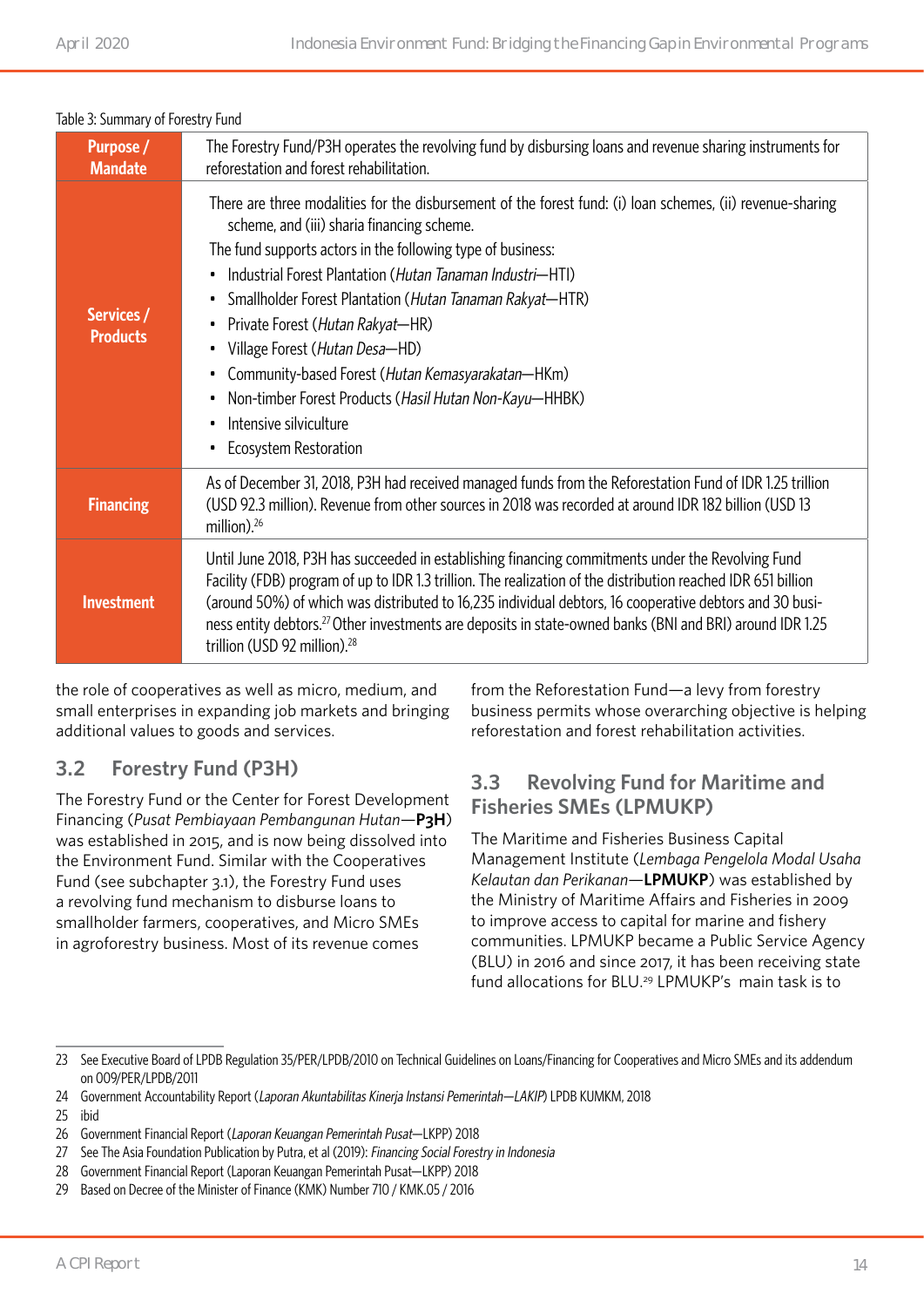Table 3: Summary of Forestry Fund

| | |
|---|---|
| **Purpose / Mandate** | The Forestry Fund/P3H operates the revolving fund by disbursing loans and revenue sharing instruments for reforestation and forest rehabilitation. |
| **Services / Products** | There are three modalities for the disbursement of the forest fund: (i) loan schemes, (ii) revenue-sharing scheme, and (iii) sharia financing scheme.<br>The fund supports actors in the following type of business:<br>• Industrial Forest Plantation (*Hutan Tanaman Industri*—HTI)<br>• Smallholder Forest Plantation (*Hutan Tanaman Rakyat*—HTR)<br>• Private Forest (*Hutan Rakyat*—HR)<br>• Village Forest (*Hutan Desa*—HD)<br>• Community-based Forest (*Hutan Kemasyarakatan*—HKm)<br>• Non-timber Forest Products (*Hasil Hutan Non-Kayu*—HHBK)<br>• Intensive silviculture<br>• Ecosystem Restoration |
| **Financing** | As of December 31, 2018, P3H had received managed funds from the Reforestation Fund of IDR 1.25 trillion (USD 92.3 million). Revenue from other sources in 2018 was recorded at around IDR 182 billion (USD 13 million).[26] |
| **Investment** | Until June 2018, P3H has succeeded in establishing financing commitments under the Revolving Fund Facility (FDB) program of up to IDR 1.3 trillion. The realization of the distribution reached IDR 651 billion (around 50%) of which was distributed to 16,235 individual debtors, 16 cooperative debtors and 30 business entity debtors.[27] Other investments are deposits in state-owned banks (BNI and BRI) around IDR 1.25 trillion (USD 92 million).[28] |

the role of cooperatives as well as micro, medium, and small enterprises in expanding job markets and bringing additional values to goods and services.

## 3.2 Forestry Fund (P3H)

The Forestry Fund or the Center for Forest Development Financing (*Pusat Pembiayaan Pembangunan Hutan*—**P3H**) was established in 2015, and is now being dissolved into the Environment Fund. Similar with the Cooperatives Fund (see subchapter 3.1), the Forestry Fund uses a revolving fund mechanism to disburse loans to smallholder farmers, cooperatives, and Micro SMEs in agroforestry business. Most of its revenue comes from the Reforestation Fund—a levy from forestry business permits whose overarching objective is helping reforestation and forest rehabilitation activities.

## 3.3 Revolving Fund for Maritime and Fisheries SMEs (LPMUKP)

The Maritime and Fisheries Business Capital Management Institute (*Lembaga Pengelola Modal Usaha Kelautan dan Perikanan*—**LPMUKP**) was established by the Ministry of Maritime Affairs and Fisheries in 2009 to improve access to capital for marine and fishery communities. LPMUKP became a Public Service Agency (BLU) in 2016 and since 2017, it has been receiving state fund allocations for BLU.[29] LPMUKP's main task is to

---

23 See Executive Board of LPDB Regulation 35/PER/LPDB/2010 on Technical Guidelines on Loans/Financing for Cooperatives and Micro SMEs and its addendum on 009/PER/LPDB/2011

24 Government Accountability Report (*Laporan Akuntabilitas Kinerja Instansi Pemerintah—LAKIP*) LPDB KUMKM, 2018

25 ibid

26 Government Financial Report (*Laporan Keuangan Pemerintah Pusat*—LKPP) 2018

27 See The Asia Foundation Publication by Putra, et al (2019): *Financing Social Forestry in Indonesia*

28 Government Financial Report (Laporan Keuangan Pemerintah Pusat—LKPP) 2018

29 Based on Decree of the Minister of Finance (KMK) Number 710 / KMK.05 / 2016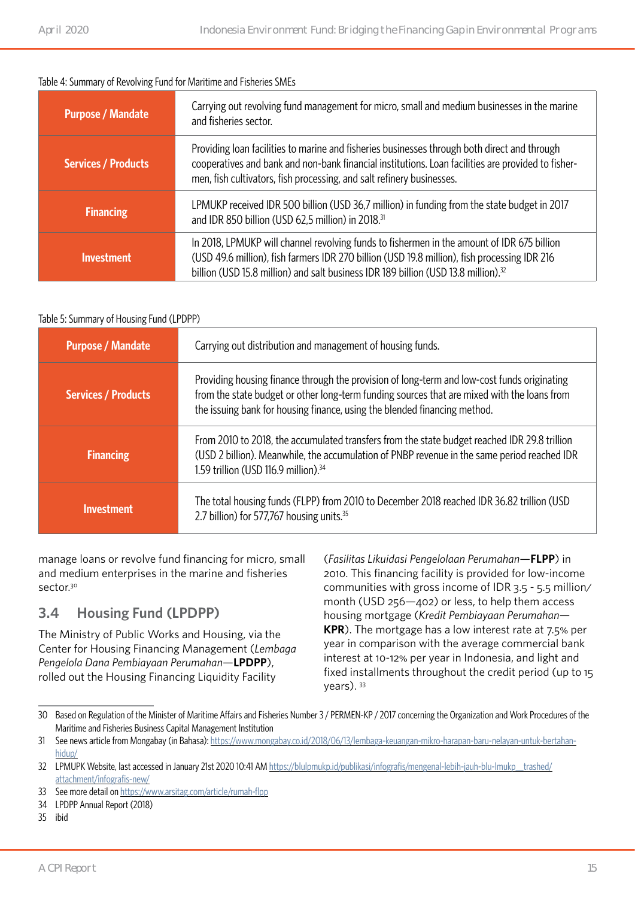Table 4: Summary of Revolving Fund for Maritime and Fisheries SMEs

| | |
|---|---|
| **Purpose / Mandate** | Carrying out revolving fund management for micro, small and medium businesses in the marine and fisheries sector. |
| **Services / Products** | Providing loan facilities to marine and fisheries businesses through both direct and through cooperatives and bank and non-bank financial institutions. Loan facilities are provided to fishermen, fish cultivators, fish processing, and salt refinery businesses. |
| **Financing** | LPMUKP received IDR 500 billion (USD 36,7 million) in funding from the state budget in 2017 and IDR 850 billion (USD 62,5 million) in 2018.[31] |
| **Investment** | In 2018, LPMUKP will channel revolving funds to fishermen in the amount of IDR 675 billion (USD 49.6 million), fish farmers IDR 270 billion (USD 19.8 million), fish processing IDR 216 billion (USD 15.8 million) and salt business IDR 189 billion (USD 13.8 million).[32] |

Table 5: Summary of Housing Fund (LPDPP)

| | |
|---|---|
| **Purpose / Mandate** | Carrying out distribution and management of housing funds. |
| **Services / Products** | Providing housing finance through the provision of long-term and low-cost funds originating from the state budget or other long-term funding sources that are mixed with the loans from the issuing bank for housing finance, using the blended financing method. |
| **Financing** | From 2010 to 2018, the accumulated transfers from the state budget reached IDR 29.8 trillion (USD 2 billion). Meanwhile, the accumulation of PNBP revenue in the same period reached IDR 1.59 trillion (USD 116.9 million).[34] |
| **Investment** | The total housing funds (FLPP) from 2010 to December 2018 reached IDR 36.82 trillion (USD 2.7 billion) for 577,767 housing units.[35] |

manage loans or revolve fund financing for micro, small and medium enterprises in the marine and fisheries sector.[30]

## 3.4 Housing Fund (LPDPP)

The Ministry of Public Works and Housing, via the Center for Housing Financing Management (*Lembaga Pengelola Dana Pembiayaan Perumahan*—**LPDPP**), rolled out the Housing Financing Liquidity Facility (*Fasilitas Likuidasi Pengelolaan Perumahan*—**FLPP**) in 2010. This financing facility is provided for low-income communities with gross income of IDR 3.5 - 5.5 million/month (USD 256—402) or less, to help them access housing mortgage (*Kredit Pembiayaan Perumahan*—**KPR**). The mortgage has a low interest rate at 7.5% per year in comparison with the average commercial bank interest at 10-12% per year in Indonesia, and light and fixed installments throughout the credit period (up to 15 years).[33]

---

30 Based on Regulation of the Minister of Maritime Affairs and Fisheries Number 3 / PERMEN-KP / 2017 concerning the Organization and Work Procedures of the Maritime and Fisheries Business Capital Management Institution

31 See news article from Mongabay (in Bahasa): https://www.mongabay.co.id/2018/06/13/lembaga-keuangan-mikro-harapan-baru-nelayan-untuk-bertahan-hidup/

32 LPMUPK Website, last accessed in January 21st 2020 10:41 AM https://blulpmukp.id/publikasi/infografis/mengenal-lebih-jauh-blu-lmukp__trashed/attachment/infografis-new/

33 See more detail on https://www.arsitag.com/article/rumah-flpp

34 LPDPP Annual Report (2018)

35 ibid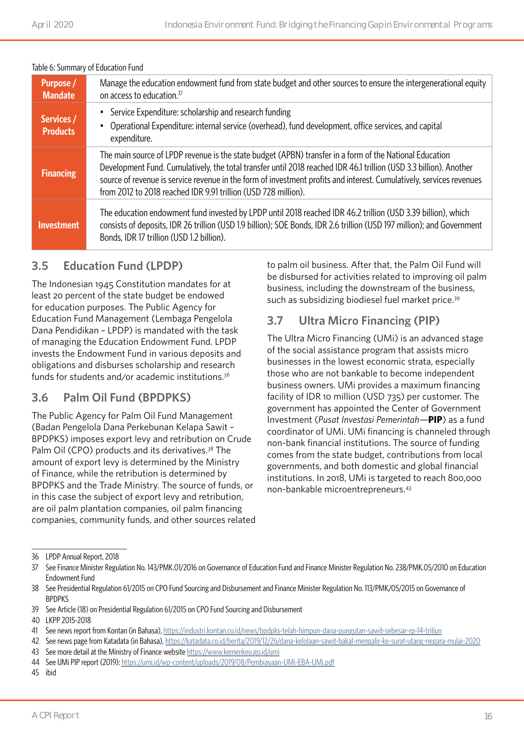Table 6: Summary of Education Fund

| | |
|---|---|
| **Purpose / Mandate** | Manage the education endowment fund from state budget and other sources to ensure the intergenerational equity on access to education.[37] |
| **Services / Products** | • Service Expenditure: scholarship and research funding<br>• Operational Expenditure: internal service (overhead), fund development, office services, and capital expenditure. |
| **Financing** | The main source of LPDP revenue is the state budget (APBN) transfer in a form of the National Education Development Fund. Cumulatively, the total transfer until 2018 reached IDR 46.1 trillion (USD 3.3 billion). Another source of revenue is service revenue in the form of investment profits and interest. Cumulatively, services revenues from 2012 to 2018 reached IDR 9.91 trillion (USD 728 million). |
| **Investment** | The education endowment fund invested by LPDP until 2018 reached IDR 46.2 trillion (USD 3.39 billion), which consists of deposits, IDR 26 trillion (USD 1.9 billion); SOE Bonds, IDR 2.6 trillion (USD 197 million); and Government Bonds, IDR 17 trillion (USD 1.2 billion). |

## 3.5 Education Fund (LPDP)

The Indonesian 1945 Constitution mandates for at least 20 percent of the state budget be endowed for education purposes. The Public Agency for Education Fund Management (Lembaga Pengelola Dana Pendidikan – LPDP) is mandated with the task of managing the Education Endowment Fund. LPDP invests the Endowment Fund in various deposits and obligations and disburses scholarship and research funds for students and/or academic institutions.[36]

## 3.6 Palm Oil Fund (BPDPKS)

The Public Agency for Palm Oil Fund Management (Badan Pengelola Dana Perkebunan Kelapa Sawit – BPDPKS) imposes export levy and retribution on Crude Palm Oil (CPO) products and its derivatives.[38] The amount of export levy is determined by the Ministry of Finance, while the retribution is determined by BPDPKS and the Trade Ministry. The source of funds, or in this case the subject of export levy and retribution, are oil palm plantation companies, oil palm financing companies, community funds, and other sources related to palm oil business. After that, the Palm Oil Fund will be disbursed for activities related to improving oil palm business, including the downstream of the business, such as subsidizing biodiesel fuel market price.[39]

## 3.7 Ultra Micro Financing (PIP)

The Ultra Micro Financing (UMi) is an advanced stage of the social assistance program that assists micro businesses in the lowest economic strata, especially those who are not bankable to become independent business owners. UMi provides a maximum financing facility of IDR 10 million (USD 735) per customer. The government has appointed the Center of Government Investment (*Pusat Investasi Pemerintah*—**PIP**) as a fund coordinator of UMi. UMi financing is channeled through non-bank financial institutions. The source of funding comes from the state budget, contributions from local governments, and both domestic and global financial institutions. In 2018, UMi is targeted to reach 800,000 non-bankable microentrepreneurs.[43]

---

36 LPDP Annual Report, 2018

37 See Finance Minister Regulation No. 143/PMK.01/2016 on Governance of Education Fund and Finance Minister Regulation No. 238/PMK.05/2010 on Education Endowment Fund

38 See Presidential Regulation 61/2015 on CPO Fund Sourcing and Disbursement and Finance Minister Regulation No. 113/PMK/05/2015 on Governance of BPDPKS

39 See Article (18) on Presidential Regulation 61/2015 on CPO Fund Sourcing and Disbursement

40 LKPP 2015-2018

41 See news report from Kontan (in Bahasa), https://industri.kontan.co.id/news/bpdpks-telah-himpun-dana-pungutan-sawit-sebesar-rp-14-triliun

42 See news page from Katadata (in Bahasa), https://katadata.co.id/berita/2019/12/26/dana-kelolaan-sawit-bakal-mengalir-ke-surat-utang-negara-mulai-2020

43 See more detail at the Ministry of Finance website https://www.kemenkeu.go.id/umi

44 See UMi PIP report (2019): https://umi.id/wp-content/uploads/2019/08/Pembiayaan-UMi-EBA-UMi.pdf

45 ibid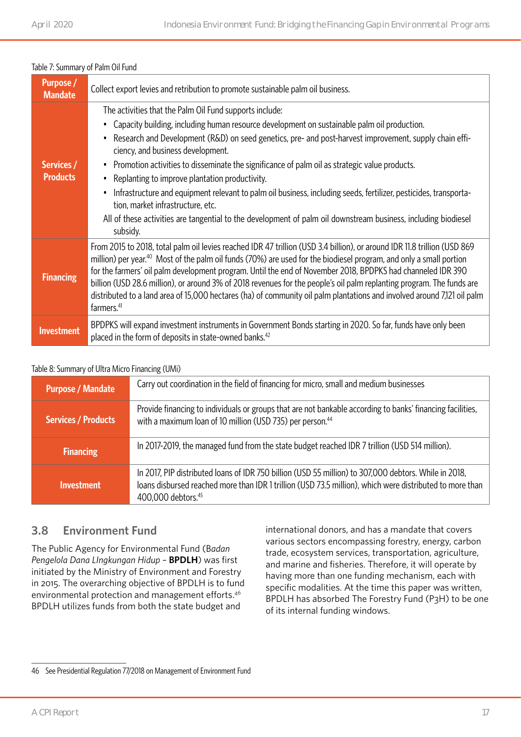Table 7: Summary of Palm Oil Fund

| | |
|---|---|
| **Purpose / Mandate** | Collect export levies and retribution to promote sustainable palm oil business. |
| **Services / Products** | The activities that the Palm Oil Fund supports include:<br>• Capacity building, including human resource development on sustainable palm oil production.<br>• Research and Development (R&D) on seed genetics, pre- and post-harvest improvement, supply chain efficiency, and business development.<br>• Promotion activities to disseminate the significance of palm oil as strategic value products.<br>• Replanting to improve plantation productivity.<br>• Infrastructure and equipment relevant to palm oil business, including seeds, fertilizer, pesticides, transportation, market infrastructure, etc.<br>All of these activities are tangential to the development of palm oil downstream business, including biodiesel subsidy. |
| **Financing** | From 2015 to 2018, total palm oil levies reached IDR 47 trillion (USD 3.4 billion), or around IDR 11.8 trillion (USD 869 million) per year.[40] Most of the palm oil funds (70%) are used for the biodiesel program, and only a small portion for the farmers' oil palm development program. Until the end of November 2018, BPDPKS had channeled IDR 390 billion (USD 28.6 million), or around 3% of 2018 revenues for the people's oil palm replanting program. The funds are distributed to a land area of 15,000 hectares (ha) of community oil palm plantations and involved around 7,121 oil palm farmers.[41] |
| **Investment** | BPDPKS will expand investment instruments in Government Bonds starting in 2020. So far, funds have only been placed in the form of deposits in state-owned banks.[42] |

Table 8: Summary of Ultra Micro Financing (UMi)

| | |
|---|---|
| **Purpose / Mandate** | Carry out coordination in the field of financing for micro, small and medium businesses |
| **Services / Products** | Provide financing to individuals or groups that are not bankable according to banks' financing facilities, with a maximum loan of 10 million (USD 735) per person.[44] |
| **Financing** | In 2017-2019, the managed fund from the state budget reached IDR 7 trillion (USD 514 million). |
| **Investment** | In 2017, PIP distributed loans of IDR 750 billion (USD 55 million) to 307,000 debtors. While in 2018, loans disbursed reached more than IDR 1 trillion (USD 73.5 million), which were distributed to more than 400,000 debtors.[45] |

## 3.8 Environment Fund

The Public Agency for Environmental Fund (*Badan Pengelola Dana LIngkungan Hidup* – **BPDLH**) was first initiated by the Ministry of Environment and Forestry in 2015. The overarching objective of BPDLH is to fund environmental protection and management efforts.[46] BPDLH utilizes funds from both the state budget and international donors, and has a mandate that covers various sectors encompassing forestry, energy, carbon trade, ecosystem services, transportation, agriculture, and marine and fisheries. Therefore, it will operate by having more than one funding mechanism, each with specific modalities. At the time this paper was written, BPDLH has absorbed The Forestry Fund (P3H) to be one of its internal funding windows.

46 See Presidential Regulation 77/2018 on Management of Environment Fund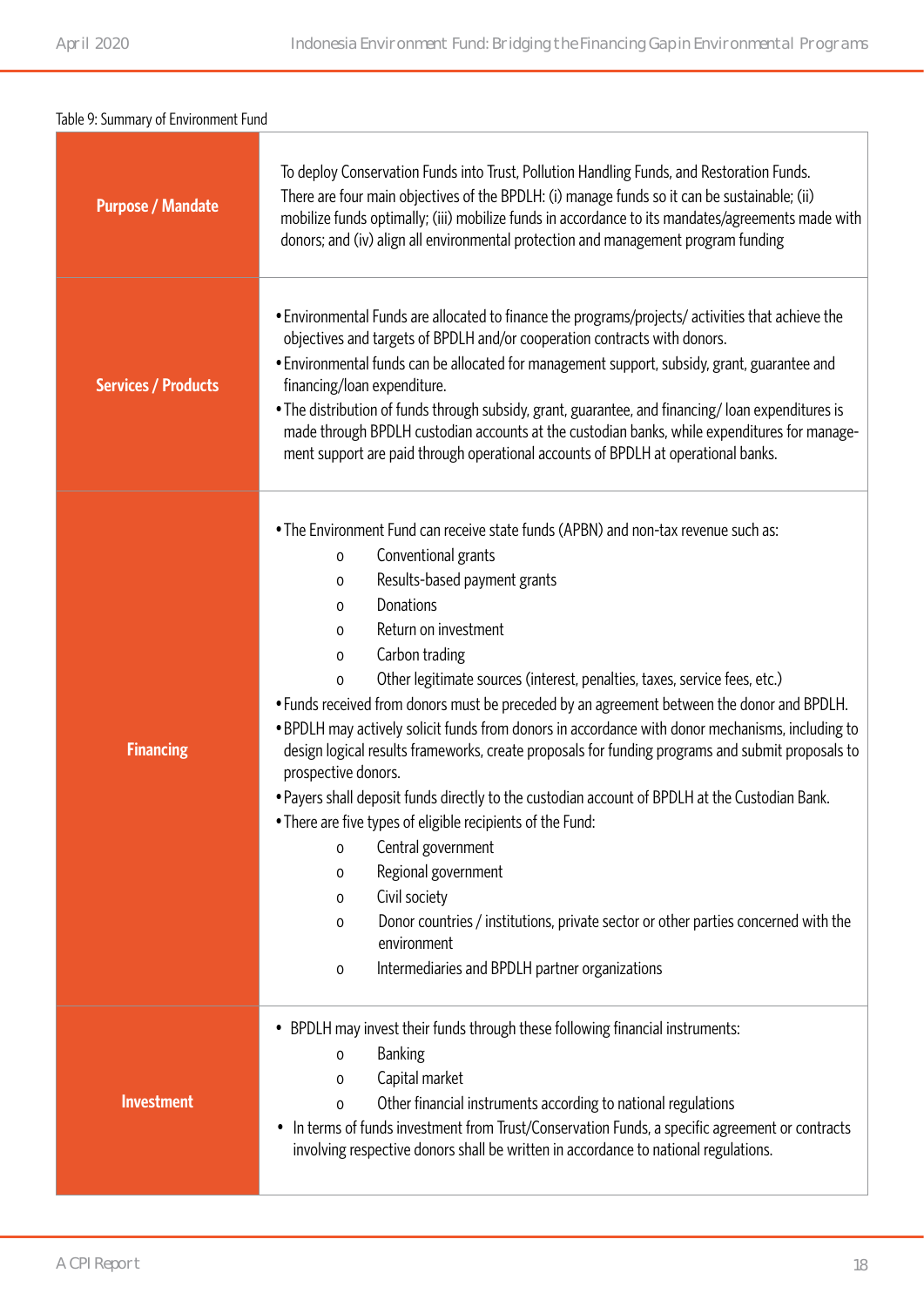Table 9: Summary of Environment Fund

| | |
|---|---|
| **Purpose / Mandate** | To deploy Conservation Funds into Trust, Pollution Handling Funds, and Restoration Funds. There are four main objectives of the BPDLH: (i) manage funds so it can be sustainable; (ii) mobilize funds optimally; (iii) mobilize funds in accordance to its mandates/agreements made with donors; and (iv) align all environmental protection and management program funding |
| **Services / Products** | • Environmental Funds are allocated to finance the programs/projects/ activities that achieve the objectives and targets of BPDLH and/or cooperation contracts with donors.<br>• Environmental funds can be allocated for management support, subsidy, grant, guarantee and financing/loan expenditure.<br>• The distribution of funds through subsidy, grant, guarantee, and financing/ loan expenditures is made through BPDLH custodian accounts at the custodian banks, while expenditures for management support are paid through operational accounts of BPDLH at operational banks. |
| **Financing** | • The Environment Fund can receive state funds (APBN) and non-tax revenue such as:<br>  o Conventional grants<br>  o Results-based payment grants<br>  o Donations<br>  o Return on investment<br>  o Carbon trading<br>  o Other legitimate sources (interest, penalties, taxes, service fees, etc.)<br>• Funds received from donors must be preceded by an agreement between the donor and BPDLH.<br>• BPDLH may actively solicit funds from donors in accordance with donor mechanisms, including to design logical results frameworks, create proposals for funding programs and submit proposals to prospective donors.<br>• Payers shall deposit funds directly to the custodian account of BPDLH at the Custodian Bank.<br>• There are five types of eligible recipients of the Fund:<br>  o Central government<br>  o Regional government<br>  o Civil society<br>  o Donor countries / institutions, private sector or other parties concerned with the environment<br>  o Intermediaries and BPDLH partner organizations |
| **Investment** | • BPDLH may invest their funds through these following financial instruments:<br>  o Banking<br>  o Capital market<br>  o Other financial instruments according to national regulations<br>• In terms of funds investment from Trust/Conservation Funds, a specific agreement or contracts involving respective donors shall be written in accordance to national regulations. |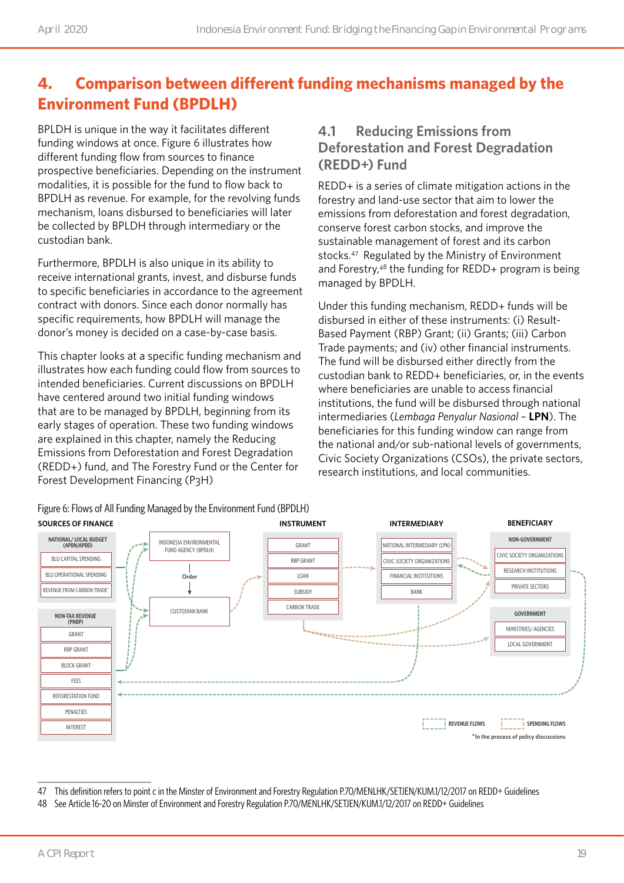# 4. Comparison between different funding mechanisms managed by the Environment Fund (BPDLH)

BPLDH is unique in the way it facilitates different funding windows at once. Figure 6 illustrates how different funding flow from sources to finance prospective beneficiaries. Depending on the instrument modalities, it is possible for the fund to flow back to BPDLH as revenue. For example, for the revolving funds mechanism, loans disbursed to beneficiaries will later be collected by BPLDH through intermediary or the custodian bank.

Furthermore, BPDLH is also unique in its ability to receive international grants, invest, and disburse funds to specific beneficiaries in accordance to the agreement contract with donors. Since each donor normally has specific requirements, how BPDLH will manage the donor's money is decided on a case-by-case basis.

This chapter looks at a specific funding mechanism and illustrates how each funding could flow from sources to intended beneficiaries. Current discussions on BPDLH have centered around two initial funding windows that are to be managed by BPDLH, beginning from its early stages of operation. These two funding windows are explained in this chapter, namely the Reducing Emissions from Deforestation and Forest Degradation (REDD+) fund, and The Forestry Fund or the Center for Forest Development Financing (P3H)

## 4.1 Reducing Emissions from Deforestation and Forest Degradation (REDD+) Fund

REDD+ is a series of climate mitigation actions in the forestry and land-use sector that aim to lower the emissions from deforestation and forest degradation, conserve forest carbon stocks, and improve the sustainable management of forest and its carbon stocks.[47] Regulated by the Ministry of Environment and Forestry,[48] the funding for REDD+ program is being managed by BPDLH.

Under this funding mechanism, REDD+ funds will be disbursed in either of these instruments: (i) Result-Based Payment (RBP) Grant; (ii) Grants; (iii) Carbon Trade payments; and (iv) other financial instruments. The fund will be disbursed either directly from the custodian bank to REDD+ beneficiaries, or, in the events where beneficiaries are unable to access financial institutions, the fund will be disbursed through national intermediaries (*Lembaga Penyalur Nasional* – **LPN**). The beneficiaries for this funding window can range from the national and/or sub-national levels of governments, Civic Society Organizations (CSOs), the private sectors, research institutions, and local communities.

Figure 6: Flows of All Funding Managed by the Environment Fund (BPDLH)

| SOURCES OF FINANCE | | INSTRUMENT | INTERMEDIARY | BENEFICIARY |
|---|---|---|---|---|
| **NATIONAL/ LOCAL BUDGET (APBN/APBD)** | INDONESIA ENVIRONMENTAL FUND AGENCY (BPDLH) | GRANT | NATIONAL INTERMEDIARY (LPN) | **NON-GOVERNMENT** |
| BLU CAPITAL SPENDING | Order ↓ | RBP GRANT | CIVIC SOCIETY ORGANIZATIONS | CIVIC SOCIETY ORGANIZATIONS |
| BLU OPERATIONAL SPENDING | CUSTODIAN BANK | LOAN | FINANCIAL INSTITUTIONS | RESEARCH INSTITUTIONS |
| REVENUE FROM CARBON TRADE* | | SUBSIDY | BANK | PRIVATE SECTORS |
| **NON-TAX REVENUE (PNBP)** | | CARBON TRADE | | **GOVERNMENT** |
| GRANT | | | | MINISTRIES/ AGENCIES |
| RBP GRANT | | | | LOCAL GOVERNMENT |
| BLOCK GRANT | | | | |
| FEES | | | | |
| REFORESTATION FUND | | | | |
| PENALTIES | | | | |
| INTEREST | | | | |

REVENUE FLOWS — SPENDING FLOWS

*In the process of policy discussions

---

47 This definition refers to point c in the Minster of Environment and Forestry Regulation P.70/MENLHK/SETJEN/KUM.1/12/2017 on REDD+ Guidelines

48 See Article 16-20 on Minster of Environment and Forestry Regulation P.70/MENLHK/SETJEN/KUM.1/12/2017 on REDD+ Guidelines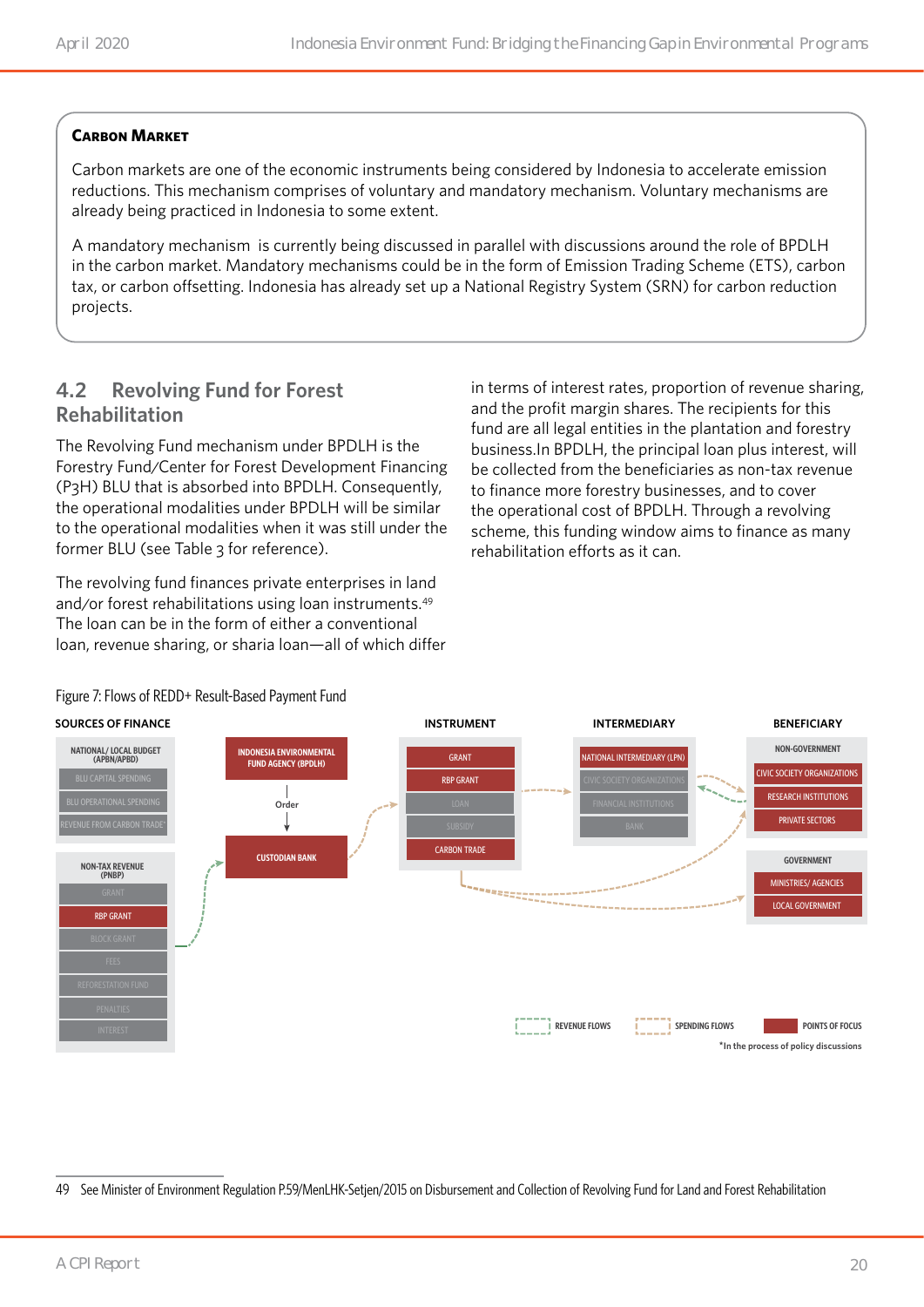## Carbon Market

Carbon markets are one of the economic instruments being considered by Indonesia to accelerate emission reductions. This mechanism comprises of voluntary and mandatory mechanism. Voluntary mechanisms are already being practiced in Indonesia to some extent.

A mandatory mechanism is currently being discussed in parallel with discussions around the role of BPDLH in the carbon market. Mandatory mechanisms could be in the form of Emission Trading Scheme (ETS), carbon tax, or carbon offsetting. Indonesia has already set up a National Registry System (SRN) for carbon reduction projects.

## 4.2 Revolving Fund for Forest Rehabilitation

The Revolving Fund mechanism under BPDLH is the Forestry Fund/Center for Forest Development Financing (P3H) BLU that is absorbed into BPDLH. Consequently, the operational modalities under BPDLH will be similar to the operational modalities when it was still under the former BLU (see Table 3 for reference).

The revolving fund finances private enterprises in land and/or forest rehabilitations using loan instruments.[49] The loan can be in the form of either a conventional loan, revenue sharing, or sharia loan—all of which differ in terms of interest rates, proportion of revenue sharing, and the profit margin shares. The recipients for this fund are all legal entities in the plantation and forestry business.In BPDLH, the principal loan plus interest, will be collected from the beneficiaries as non-tax revenue to finance more forestry businesses, and to cover the operational cost of BPDLH. Through a revolving scheme, this funding window aims to finance as many rehabilitation efforts as it can.

Figure 7: Flows of REDD+ Result-Based Payment Fund

**SOURCES OF FINANCE**
- NATIONAL/ LOCAL BUDGET (APBN/APBD): BLU CAPITAL SPENDING; BLU OPERATIONAL SPENDING; REVENUE FROM CARBON TRADE*
- NON-TAX REVENUE (PNBP): GRANT; RBP GRANT; BLOCK GRANT; FEES; REFORESTATION FUND; PENALTIES; INTEREST

INDONESIA ENVIRONMENTAL FUND AGENCY (BPDLH) → Order → CUSTODIAN BANK

**INSTRUMENT**: GRANT; RBP GRANT; LOAN; SUBSIDY; CARBON TRADE

**INTERMEDIARY**: NATIONAL INTERMEDIARY (LPN); CIVIC SOCIETY ORGANIZATIONS; FINANCIAL INSTITUTIONS; BANK

**BENEFICIARY**
- NON-GOVERNMENT: CIVIC SOCIETY ORGANIZATIONS; RESEARCH INSTITUTIONS; PRIVATE SECTORS
- GOVERNMENT: MINISTRIES/ AGENCIES; LOCAL GOVERNMENT

REVENUE FLOWS | SPENDING FLOWS | POINTS OF FOCUS

*In the process of policy discussions

49 See Minister of Environment Regulation P.59/MenLHK-Setjen/2015 on Disbursement and Collection of Revolving Fund for Land and Forest Rehabilitation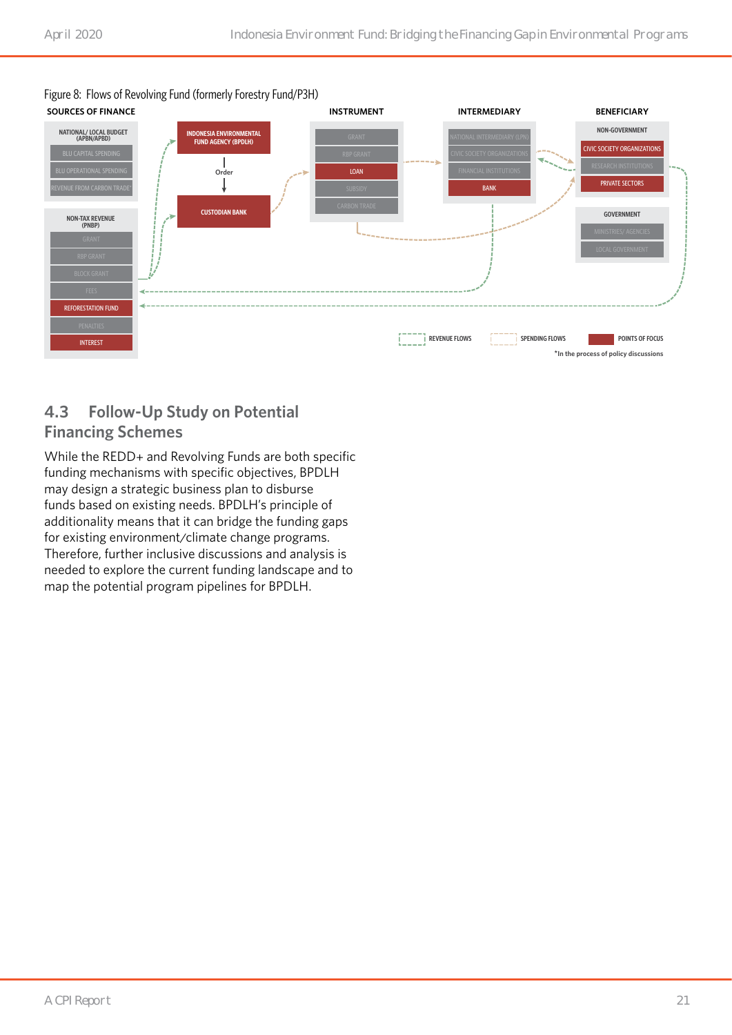Figure 8: Flows of Revolving Fund (formerly Forestry Fund/P3H)

| SOURCES OF FINANCE | | INSTRUMENT | INTERMEDIARY | BENEFICIARY |
|---|---|---|---|---|
| NATIONAL/ LOCAL BUDGET (APBN/APBD) | INDONESIA ENVIRONMENTAL FUND AGENCY (BPDLH) | GRANT | NATIONAL INTERMEDIARY (LPN) | NON-GOVERNMENT |
| BLU CAPITAL SPENDING | Order | RBP GRANT | CIVIC SOCIETY ORGANIZATIONS | CIVIC SOCIETY ORGANIZATIONS |
| BLU OPERATIONAL SPENDING | CUSTODIAN BANK | LOAN | FINANCIAL INSTITUTIONS | RESEARCH INSTITUTIONS |
| REVENUE FROM CARBON TRADE* | | SUBSIDY | BANK | PRIVATE SECTORS |
| NON-TAX REVENUE (PNBP) | | CARBON TRADE | | GOVERNMENT |
| GRANT | | | | MINISTRIES/ AGENCIES |
| RBP GRANT | | | | LOCAL GOVERNMENT |
| BLOCK GRANT | | | | |
| FEES | | | | |
| REFORESTATION FUND | | | | |
| PENALTIES | | | | |
| INTEREST | | | | |

REVENUE FLOWS | SPENDING FLOWS | POINTS OF FOCUS

*In the process of policy discussions

## 4.3 Follow-Up Study on Potential Financing Schemes

While the REDD+ and Revolving Funds are both specific funding mechanisms with specific objectives, BPDLH may design a strategic business plan to disburse funds based on existing needs. BPDLH's principle of additionality means that it can bridge the funding gaps for existing environment/climate change programs. Therefore, further inclusive discussions and analysis is needed to explore the current funding landscape and to map the potential program pipelines for BPDLH.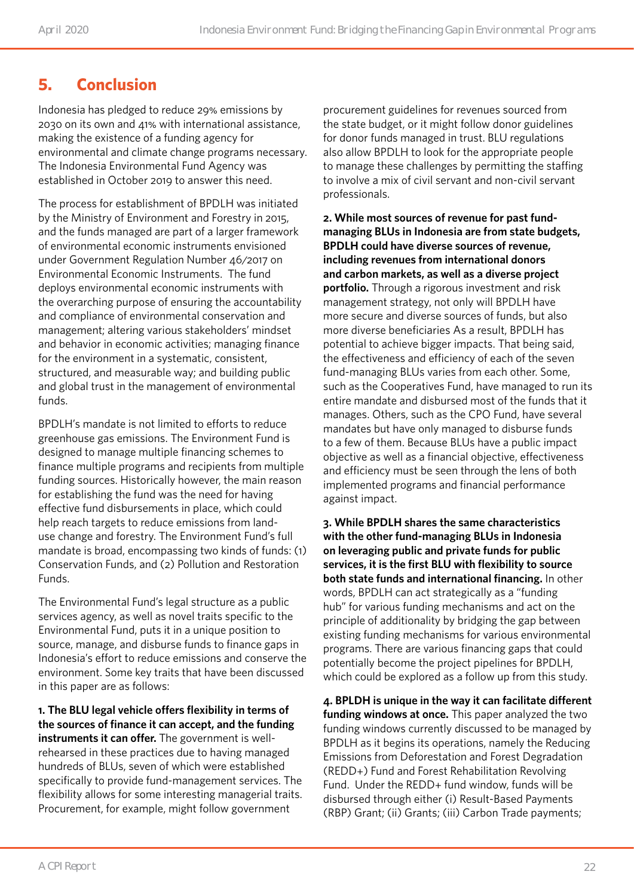## 5. Conclusion

Indonesia has pledged to reduce 29% emissions by 2030 on its own and 41% with international assistance, making the existence of a funding agency for environmental and climate change programs necessary. The Indonesia Environmental Fund Agency was established in October 2019 to answer this need.

The process for establishment of BPDLH was initiated by the Ministry of Environment and Forestry in 2015, and the funds managed are part of a larger framework of environmental economic instruments envisioned under Government Regulation Number 46/2017 on Environmental Economic Instruments. The fund deploys environmental economic instruments with the overarching purpose of ensuring the accountability and compliance of environmental conservation and management; altering various stakeholders' mindset and behavior in economic activities; managing finance for the environment in a systematic, consistent, structured, and measurable way; and building public and global trust in the management of environmental funds.

BPDLH's mandate is not limited to efforts to reduce greenhouse gas emissions. The Environment Fund is designed to manage multiple financing schemes to finance multiple programs and recipients from multiple funding sources. Historically however, the main reason for establishing the fund was the need for having effective fund disbursements in place, which could help reach targets to reduce emissions from land-use change and forestry. The Environment Fund's full mandate is broad, encompassing two kinds of funds: (1) Conservation Funds, and (2) Pollution and Restoration Funds.

The Environmental Fund's legal structure as a public services agency, as well as novel traits specific to the Environmental Fund, puts it in a unique position to source, manage, and disburse funds to finance gaps in Indonesia's effort to reduce emissions and conserve the environment. Some key traits that have been discussed in this paper are as follows:

**1. The BLU legal vehicle offers flexibility in terms of the sources of finance it can accept, and the funding instruments it can offer.** The government is well-rehearsed in these practices due to having managed hundreds of BLUs, seven of which were established specifically to provide fund-management services. The flexibility allows for some interesting managerial traits. Procurement, for example, might follow government procurement guidelines for revenues sourced from the state budget, or it might follow donor guidelines for donor funds managed in trust. BLU regulations also allow BPDLH to look for the appropriate people to manage these challenges by permitting the staffing to involve a mix of civil servant and non-civil servant professionals.

**2. While most sources of revenue for past fund-managing BLUs in Indonesia are from state budgets, BPDLH could have diverse sources of revenue, including revenues from international donors and carbon markets, as well as a diverse project portfolio.** Through a rigorous investment and risk management strategy, not only will BPDLH have more secure and diverse sources of funds, but also more diverse beneficiaries As a result, BPDLH has potential to achieve bigger impacts. That being said, the effectiveness and efficiency of each of the seven fund-managing BLUs varies from each other. Some, such as the Cooperatives Fund, have managed to run its entire mandate and disbursed most of the funds that it manages. Others, such as the CPO Fund, have several mandates but have only managed to disburse funds to a few of them. Because BLUs have a public impact objective as well as a financial objective, effectiveness and efficiency must be seen through the lens of both implemented programs and financial performance against impact.

**3. While BPDLH shares the same characteristics with the other fund-managing BLUs in Indonesia on leveraging public and private funds for public services, it is the first BLU with flexibility to source both state funds and international financing.** In other words, BPDLH can act strategically as a "funding hub" for various funding mechanisms and act on the principle of additionality by bridging the gap between existing funding mechanisms for various environmental programs. There are various financing gaps that could potentially become the project pipelines for BPDLH, which could be explored as a follow up from this study.

**4. BPLDH is unique in the way it can facilitate different funding windows at once.** This paper analyzed the two funding windows currently discussed to be managed by BPDLH as it begins its operations, namely the Reducing Emissions from Deforestation and Forest Degradation (REDD+) Fund and Forest Rehabilitation Revolving Fund. Under the REDD+ fund window, funds will be disbursed through either (i) Result-Based Payments (RBP) Grant; (ii) Grants; (iii) Carbon Trade payments;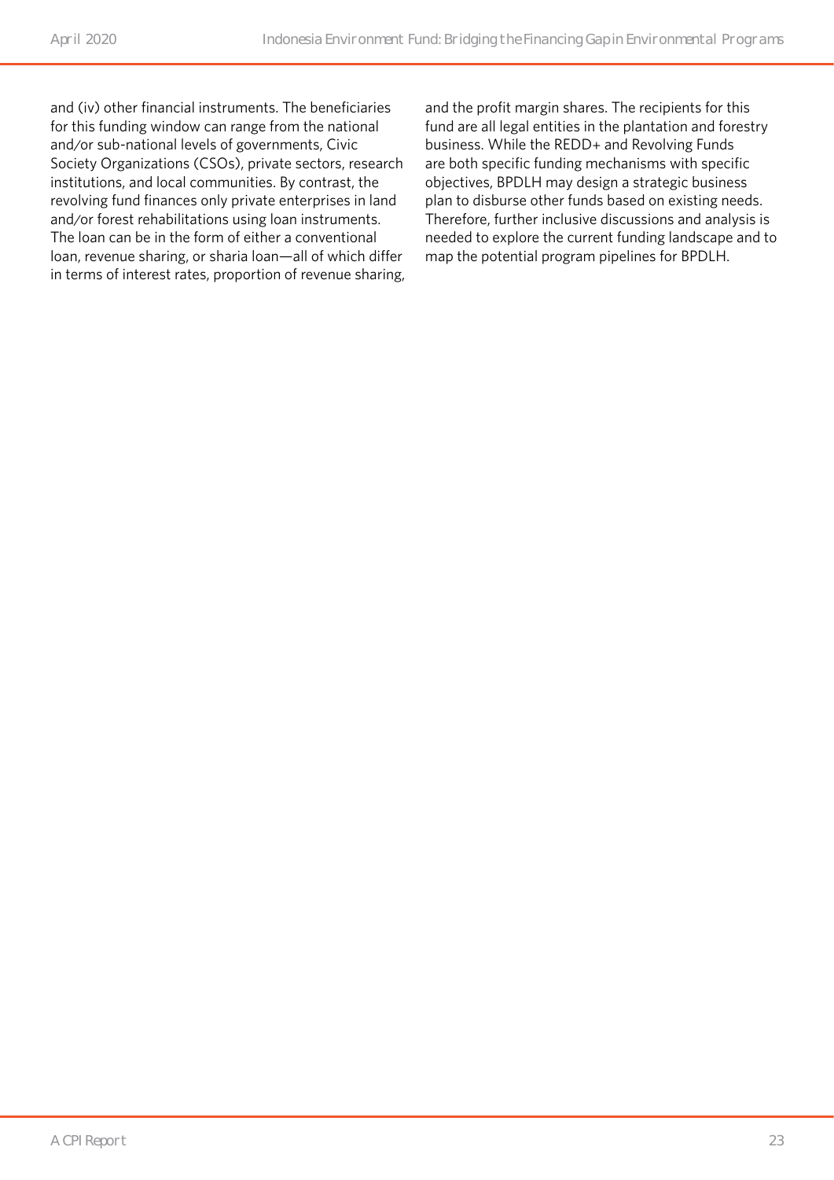and (iv) other financial instruments. The beneficiaries for this funding window can range from the national and/or sub-national levels of governments, Civic Society Organizations (CSOs), private sectors, research institutions, and local communities. By contrast, the revolving fund finances only private enterprises in land and/or forest rehabilitations using loan instruments. The loan can be in the form of either a conventional loan, revenue sharing, or sharia loan—all of which differ in terms of interest rates, proportion of revenue sharing, and the profit margin shares. The recipients for this fund are all legal entities in the plantation and forestry business. While the REDD+ and Revolving Funds are both specific funding mechanisms with specific objectives, BPDLH may design a strategic business plan to disburse other funds based on existing needs. Therefore, further inclusive discussions and analysis is needed to explore the current funding landscape and to map the potential program pipelines for BPDLH.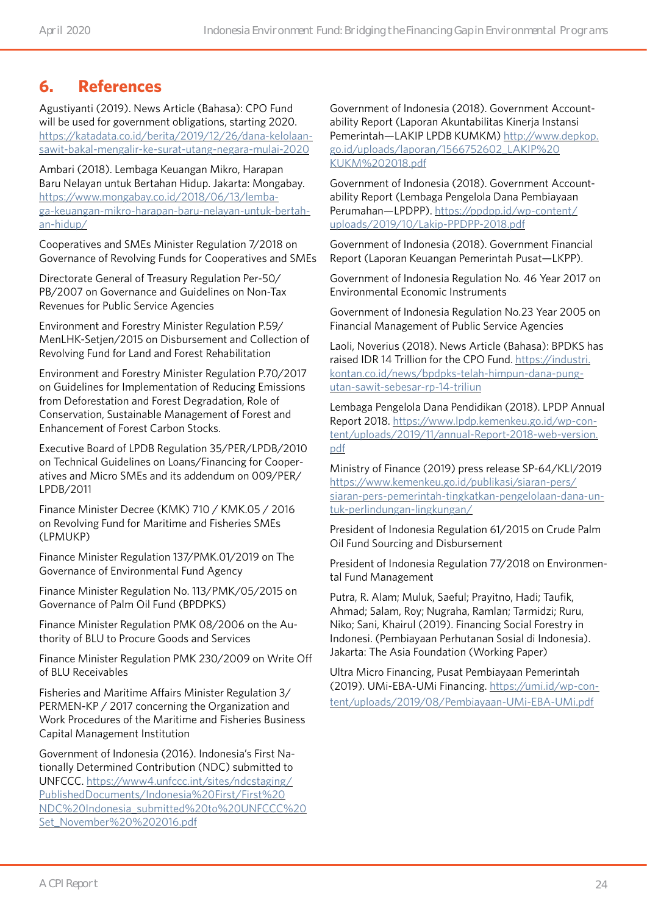## 6. References

Agustiyanti (2019). News Article (Bahasa): CPO Fund will be used for government obligations, starting 2020. https://katadata.co.id/berita/2019/12/26/dana-kelolaan-sawit-bakal-mengalir-ke-surat-utang-negara-mulai-2020

Ambari (2018). Lembaga Keuangan Mikro, Harapan Baru Nelayan untuk Bertahan Hidup. Jakarta: Mongabay. https://www.mongabay.co.id/2018/06/13/lembaga-keuangan-mikro-harapan-baru-nelayan-untuk-bertahan-hidup/

Cooperatives and SMEs Minister Regulation 7/2018 on Governance of Revolving Funds for Cooperatives and SMEs

Directorate General of Treasury Regulation Per-50/PB/2007 on Governance and Guidelines on Non-Tax Revenues for Public Service Agencies

Environment and Forestry Minister Regulation P.59/MenLHK-Setjen/2015 on Disbursement and Collection of Revolving Fund for Land and Forest Rehabilitation

Environment and Forestry Minister Regulation P.70/2017 on Guidelines for Implementation of Reducing Emissions from Deforestation and Forest Degradation, Role of Conservation, Sustainable Management of Forest and Enhancement of Forest Carbon Stocks.

Executive Board of LPDB Regulation 35/PER/LPDB/2010 on Technical Guidelines on Loans/Financing for Cooperatives and Micro SMEs and its addendum on 009/PER/LPDB/2011

Finance Minister Decree (KMK) 710 / KMK.05 / 2016 on Revolving Fund for Maritime and Fisheries SMEs (LPMUKP)

Finance Minister Regulation 137/PMK.01/2019 on The Governance of Environmental Fund Agency

Finance Minister Regulation No. 113/PMK/05/2015 on Governance of Palm Oil Fund (BPDPKS)

Finance Minister Regulation PMK 08/2006 on the Authority of BLU to Procure Goods and Services

Finance Minister Regulation PMK 230/2009 on Write Off of BLU Receivables

Fisheries and Maritime Affairs Minister Regulation 3/PERMEN-KP / 2017 concerning the Organization and Work Procedures of the Maritime and Fisheries Business Capital Management Institution

Government of Indonesia (2016). Indonesia's First Nationally Determined Contribution (NDC) submitted to UNFCCC. https://www4.unfccc.int/sites/ndcstaging/PublishedDocuments/Indonesia%20First/First%20NDC%20Indonesia_submitted%20to%20UNFCCC%20Set_November%20%202016.pdf

Government of Indonesia (2018). Government Accountability Report (Laporan Akuntabilitas Kinerja Instansi Pemerintah—LAKIP LPDB KUMKM) http://www.depkop.go.id/uploads/laporan/1566752602_LAKIP%20KUKM%202018.pdf

Government of Indonesia (2018). Government Accountability Report (Lembaga Pengelola Dana Pembiayaan Perumahan—LPDPP). https://ppdpp.id/wp-content/uploads/2019/10/Lakip-PPDPP-2018.pdf

Government of Indonesia (2018). Government Financial Report (Laporan Keuangan Pemerintah Pusat—LKPP).

Government of Indonesia Regulation No. 46 Year 2017 on Environmental Economic Instruments

Government of Indonesia Regulation No.23 Year 2005 on Financial Management of Public Service Agencies

Laoli, Noverius (2018). News Article (Bahasa): BPDKS has raised IDR 14 Trillion for the CPO Fund. https://industri.kontan.co.id/news/bpdpks-telah-himpun-dana-pungutan-sawit-sebesar-rp-14-triliun

Lembaga Pengelola Dana Pendidikan (2018). LPDP Annual Report 2018. https://www.lpdp.kemenkeu.go.id/wp-content/uploads/2019/11/annual-Report-2018-web-version.pdf

Ministry of Finance (2019) press release SP-64/KLI/2019 https://www.kemenkeu.go.id/publikasi/siaran-pers/siaran-pers-pemerintah-tingkatkan-pengelolaan-dana-untuk-perlindungan-lingkungan/

President of Indonesia Regulation 61/2015 on Crude Palm Oil Fund Sourcing and Disbursement

President of Indonesia Regulation 77/2018 on Environmental Fund Management

Putra, R. Alam; Muluk, Saeful; Prayitno, Hadi; Taufik, Ahmad; Salam, Roy; Nugraha, Ramlan; Tarmidzi; Ruru, Niko; Sani, Khairul (2019). Financing Social Forestry in Indonesi. (Pembiayaan Perhutanan Sosial di Indonesia). Jakarta: The Asia Foundation (Working Paper)

Ultra Micro Financing, Pusat Pembiayaan Pemerintah (2019). UMi-EBA-UMi Financing. https://umi.id/wp-content/uploads/2019/08/Pembiayaan-UMi-EBA-UMi.pdf